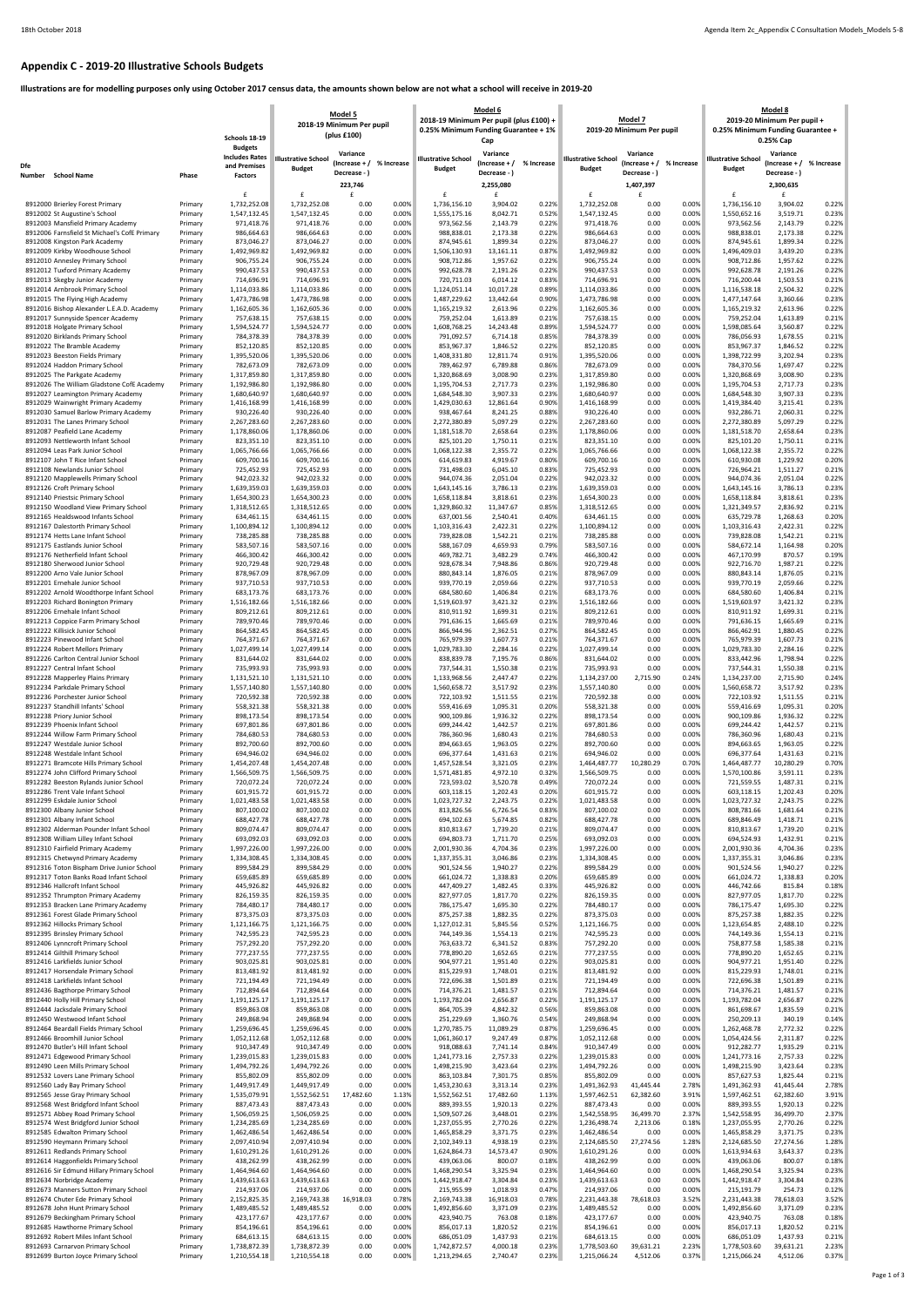# Appendix C - 2019-20 Illustrative Schools Budgets

**Illustrations are for modelling purposes only using October 2017 census data, the amounts shown below are not what a school will receive in 2019-20**

| Dfe Number | School Name | Phase | Schools 18-19 Budgets Includes Rates and Premises Factors | Model 5 2018-19 Minimum Per pupil (plus £100) Illustrative School Budget | Variance (Increase + / Decrease - ) | % Increase | Model 6 2018-19 Minimum Per pupil (plus £100) + 0.25% Minimum Funding Guarantee + 1% Cap Illustrative School Budget | Variance (Increase + / Decrease - ) | % Increase | Model 7 2019-20 Minimum Per pupil Illustrative School Budget | Variance (Increase + / Decrease - ) | % Increase | Model 8 2019-20 Minimum Per pupil + 0.25% Minimum Funding Guarantee + 0.25% Cap Illustrative School Budget | Variance (Increase + / Decrease - ) | % Increase |
|---|---|---|---|---|---|---|---|---|---|---|---|---|---|---|---|
| | | | | | 223,746 | | | 2,255,080 | | | 1,407,397 | | | 2,300,635 | |
| | | | £ | £ | £ | | £ | £ | | £ | £ | | £ | £ | |
| 8912000 | Brierley Forest Primary | Primary | 1,732,252.08 | 1,732,252.08 | 0.00 | 0.00% | 1,736,156.10 | 3,904.02 | 0.22% | 1,732,252.08 | 0.00 | 0.00% | 1,736,156.10 | 3,904.02 | 0.22% |
| 8912002 | St Augustine's School | Primary | 1,547,132.45 | 1,547,132.45 | 0.00 | 0.00% | 1,555,175.16 | 8,042.71 | 0.52% | 1,547,132.45 | 0.00 | 0.00% | 1,550,652.16 | 3,519.71 | 0.23% |
| 8912003 | Mansfield Primary Academy | Primary | 971,418.76 | 971,418.76 | 0.00 | 0.00% | 973,562.56 | 2,143.79 | 0.22% | 971,418.76 | 0.00 | 0.00% | 973,562.56 | 2,143.79 | 0.22% |
| 8912006 | Farnsfield St Michael's CofE Primary | Primary | 986,664.63 | 986,664.63 | 0.00 | 0.00% | 988,838.01 | 2,173.38 | 0.22% | 986,664.63 | 0.00 | 0.00% | 988,838.01 | 2,173.38 | 0.22% |
| 8912008 | Kingston Park Academy | Primary | 873,046.27 | 873,046.27 | 0.00 | 0.00% | 874,945.61 | 1,899.34 | 0.22% | 873,046.27 | 0.00 | 0.00% | 874,945.61 | 1,899.34 | 0.22% |
| 8912009 | Kirkby Woodhouse School | Primary | 1,492,969.82 | 1,492,969.82 | 0.00 | 0.00% | 1,506,130.93 | 13,161.11 | 0.87% | 1,492,969.82 | 0.00 | 0.00% | 1,496,409.03 | 3,439.20 | 0.23% |
| 8912010 | Annesley Primary School | Primary | 906,755.24 | 906,755.24 | 0.00 | 0.00% | 908,712.86 | 1,957.62 | 0.22% | 906,755.24 | 0.00 | 0.00% | 908,712.86 | 1,957.62 | 0.22% |
| 8912012 | Tuxford Primary Academy | Primary | 990,437.53 | 990,437.53 | 0.00 | 0.00% | 992,628.78 | 2,191.26 | 0.22% | 990,437.53 | 0.00 | 0.00% | 992,628.78 | 2,191.26 | 0.22% |
| 8912013 | Skegby Junior Academy | Primary | 714,696.91 | 714,696.91 | 0.00 | 0.00% | 720,711.03 | 6,014.12 | 0.83% | 714,696.91 | 0.00 | 0.00% | 716,200.44 | 1,503.53 | 0.21% |
| 8912014 | Ambrook Primary School | Primary | 1,114,033.86 | 1,114,033.86 | 0.00 | 0.00% | 1,124,051.14 | 10,017.28 | 0.89% | 1,114,033.86 | 0.00 | 0.00% | 1,116,538.18 | 2,504.32 | 0.22% |
| 8912015 | The Flying High Academy | Primary | 1,473,786.98 | 1,473,786.98 | 0.00 | 0.00% | 1,487,229.62 | 13,442.64 | 0.90% | 1,473,786.98 | 0.00 | 0.00% | 1,477,147.64 | 3,360.66 | 0.23% |
| 8912016 | Bishop Alexander L.E.A.D. Academy | Primary | 1,162,605.36 | 1,162,605.36 | 0.00 | 0.00% | 1,165,219.32 | 2,613.96 | 0.22% | 1,162,605.36 | 0.00 | 0.00% | 1,165,219.32 | 2,613.96 | 0.22% |
| 8912017 | Sunnyside Spencer Academy | Primary | 757,638.15 | 757,638.15 | 0.00 | 0.00% | 759,252.04 | 1,613.89 | 0.21% | 757,638.15 | 0.00 | 0.00% | 759,252.04 | 1,613.89 | 0.21% |
| 8912018 | Holgate Primary School | Primary | 1,594,524.77 | 1,594,524.77 | 0.00 | 0.00% | 1,608,768.25 | 14,243.48 | 0.89% | 1,594,524.77 | 0.00 | 0.00% | 1,598,085.64 | 3,560.87 | 0.22% |
| 8912020 | Birklands Primary School | Primary | 784,378.39 | 784,378.39 | 0.00 | 0.00% | 791,092.57 | 6,714.18 | 0.85% | 784,378.39 | 0.00 | 0.00% | 786,056.93 | 1,678.55 | 0.21% |
| 8912022 | The Bramble Academy | Primary | 852,120.85 | 852,120.85 | 0.00 | 0.00% | 853,967.37 | 1,846.52 | 0.22% | 852,120.85 | 0.00 | 0.00% | 853,967.37 | 1,846.52 | 0.22% |
| 8912023 | Beeston Fields Primary | Primary | 1,395,520.06 | 1,395,520.06 | 0.00 | 0.00% | 1,408,331.80 | 12,811.74 | 0.91% | 1,395,520.06 | 0.00 | 0.00% | 1,398,722.99 | 3,202.94 | 0.23% |
| 8912024 | Haddon Primary School | Primary | 782,673.09 | 782,673.09 | 0.00 | 0.00% | 789,462.97 | 6,789.88 | 0.86% | 782,673.09 | 0.00 | 0.00% | 784,370.56 | 1,697.47 | 0.22% |
| 8912025 | The Parkgate Academy | Primary | 1,317,859.80 | 1,317,859.80 | 0.00 | 0.00% | 1,320,868.69 | 3,008.90 | 0.23% | 1,317,859.80 | 0.00 | 0.00% | 1,320,868.69 | 3,008.90 | 0.23% |
| 8912026 | The William Gladstone CofE Academy | Primary | 1,192,986.80 | 1,192,986.80 | 0.00 | 0.00% | 1,195,704.53 | 2,717.73 | 0.23% | 1,192,986.80 | 0.00 | 0.00% | 1,195,704.53 | 2,717.73 | 0.23% |
| 8912027 | Leamington Primary Academy | Primary | 1,680,640.97 | 1,680,640.97 | 0.00 | 0.00% | 1,684,548.30 | 3,907.33 | 0.23% | 1,680,640.97 | 0.00 | 0.00% | 1,684,548.30 | 3,907.33 | 0.23% |
| 8912029 | Wainwright Primary Academy | Primary | 1,416,168.99 | 1,416,168.99 | 0.00 | 0.00% | 1,429,030.63 | 12,861.64 | 0.90% | 1,416,168.99 | 0.00 | 0.00% | 1,419,384.40 | 3,215.41 | 0.23% |
| 8912030 | Samuel Barlow Primary Academy | Primary | 930,226.40 | 930,226.40 | 0.00 | 0.00% | 938,467.64 | 8,241.25 | 0.88% | 930,226.40 | 0.00 | 0.00% | 932,286.71 | 2,060.31 | 0.22% |
| 8912031 | The Lanes Primary School | Primary | 2,267,283.60 | 2,267,283.60 | 0.00 | 0.00% | 2,272,380.89 | 5,097.29 | 0.22% | 2,267,283.60 | 0.00 | 0.00% | 2,272,380.89 | 5,097.29 | 0.22% |
| 8912087 | Peafield Lane Academy | Primary | 1,178,860.06 | 1,178,860.06 | 0.00 | 0.00% | 1,181,518.70 | 2,658.64 | 0.23% | 1,178,860.06 | 0.00 | 0.00% | 1,181,518.70 | 2,658.64 | 0.23% |
| 8912093 | Nettleworth Infant School | Primary | 823,351.10 | 823,351.10 | 0.00 | 0.00% | 825,101.20 | 1,750.11 | 0.21% | 823,351.10 | 0.00 | 0.00% | 825,101.20 | 1,750.11 | 0.21% |
| 8912094 | Leas Park Junior School | Primary | 1,065,766.66 | 1,065,766.66 | 0.00 | 0.00% | 1,068,122.38 | 2,355.72 | 0.22% | 1,065,766.66 | 0.00 | 0.00% | 1,068,122.38 | 2,355.72 | 0.22% |
| 8912107 | John T Rice Infant School | Primary | 609,700.16 | 609,700.16 | 0.00 | 0.00% | 614,619.83 | 4,919.67 | 0.80% | 609,700.16 | 0.00 | 0.00% | 610,930.08 | 1,229.92 | 0.20% |
| 8912108 | Newlands Junior School | Primary | 725,452.93 | 725,452.93 | 0.00 | 0.00% | 731,498.03 | 6,045.10 | 0.83% | 725,452.93 | 0.00 | 0.00% | 726,964.21 | 1,511.27 | 0.21% |
| 8912120 | Mapplewells Primary School | Primary | 942,023.32 | 942,023.32 | 0.00 | 0.00% | 944,074.36 | 2,051.04 | 0.22% | 942,023.32 | 0.00 | 0.00% | 944,074.36 | 2,051.04 | 0.22% |
| 8912126 | Croft Primary School | Primary | 1,639,359.03 | 1,639,359.03 | 0.00 | 0.00% | 1,643,145.16 | 3,786.13 | 0.23% | 1,639,359.03 | 0.00 | 0.00% | 1,643,145.16 | 3,786.13 | 0.23% |
| 8912140 | Priestsic Primary School | Primary | 1,654,300.23 | 1,654,300.23 | 0.00 | 0.00% | 1,658,118.84 | 3,818.61 | 0.23% | 1,654,300.23 | 0.00 | 0.00% | 1,658,118.84 | 3,818.61 | 0.23% |
| 8912150 | Woodland View Primary School | Primary | 1,318,512.65 | 1,318,512.65 | 0.00 | 0.00% | 1,329,860.32 | 11,347.67 | 0.85% | 1,318,512.65 | 0.00 | 0.00% | 1,321,349.57 | 2,836.92 | 0.21% |
| 8912165 | Healdswood Infants School | Primary | 634,461.15 | 634,461.15 | 0.00 | 0.00% | 637,001.56 | 2,540.41 | 0.40% | 634,461.15 | 0.00 | 0.00% | 635,729.78 | 1,268.63 | 0.20% |
| 8912167 | Dalestorth Primary School | Primary | 1,100,894.12 | 1,100,894.12 | 0.00 | 0.00% | 1,103,316.43 | 2,422.31 | 0.22% | 1,100,894.12 | 0.00 | 0.00% | 1,103,316.43 | 2,422.31 | 0.22% |
| 8912174 | Hetts Lane Infant School | Primary | 738,285.88 | 738,285.88 | 0.00 | 0.00% | 739,828.08 | 1,542.21 | 0.21% | 738,285.88 | 0.00 | 0.00% | 739,828.08 | 1,542.21 | 0.21% |
| 8912175 | Eastlands Junior School | Primary | 583,507.16 | 583,507.16 | 0.00 | 0.00% | 588,167.09 | 4,659.93 | 0.79% | 583,507.16 | 0.00 | 0.00% | 584,672.14 | 1,164.98 | 0.20% |
| 8912176 | Netherfield Infant School | Primary | 466,300.42 | 466,300.42 | 0.00 | 0.00% | 469,782.71 | 3,482.29 | 0.74% | 466,300.42 | 0.00 | 0.00% | 467,170.99 | 870.57 | 0.19% |
| 8912180 | Sherwood Junior School | Primary | 920,729.48 | 920,729.48 | 0.00 | 0.00% | 928,678.34 | 7,948.86 | 0.86% | 920,729.48 | 0.00 | 0.00% | 922,716.70 | 1,987.21 | 0.22% |
| 8912200 | Arno Vale Junior School | Primary | 878,967.09 | 878,967.09 | 0.00 | 0.00% | 880,843.14 | 1,876.05 | 0.21% | 878,967.09 | 0.00 | 0.00% | 880,843.14 | 1,876.05 | 0.21% |
| 8912201 | Emehale Junior School | Primary | 937,710.53 | 937,710.53 | 0.00 | 0.00% | 939,770.19 | 2,059.66 | 0.22% | 937,710.53 | 0.00 | 0.00% | 939,770.19 | 2,059.66 | 0.22% |
| 8912202 | Arnold Woodthorpe Infant School | Primary | 683,173.76 | 683,173.76 | 0.00 | 0.00% | 684,580.60 | 1,406.84 | 0.21% | 683,173.76 | 0.00 | 0.00% | 684,580.60 | 1,406.84 | 0.21% |
| 8912203 | Richard Bonington Primary | Primary | 1,516,182.66 | 1,516,182.66 | 0.00 | 0.00% | 1,519,603.97 | 3,421.32 | 0.23% | 1,516,182.66 | 0.00 | 0.00% | 1,519,603.97 | 3,421.32 | 0.23% |
| 8912206 | Emehale Infant School | Primary | 809,212.61 | 809,212.61 | 0.00 | 0.00% | 810,911.92 | 1,699.31 | 0.21% | 809,212.61 | 0.00 | 0.00% | 810,911.92 | 1,699.31 | 0.21% |
| 8912213 | Coppice Farm Primary School | Primary | 789,970.46 | 789,970.46 | 0.00 | 0.00% | 791,636.15 | 1,665.69 | 0.21% | 789,970.46 | 0.00 | 0.00% | 791,636.15 | 1,665.69 | 0.21% |
| 8912222 | Killisick Junior School | Primary | 864,582.45 | 864,582.45 | 0.00 | 0.00% | 866,944.96 | 2,362.51 | 0.27% | 864,582.45 | 0.00 | 0.00% | 866,462.90 | 1,880.45 | 0.22% |
| 8912223 | Pinewood Infant School | Primary | 764,371.67 | 764,371.67 | 0.00 | 0.00% | 765,979.39 | 1,607.73 | 0.21% | 764,371.67 | 0.00 | 0.00% | 765,979.39 | 1,607.73 | 0.21% |
| 8912224 | Robert Mellors Primary | Primary | 1,027,499.14 | 1,027,499.14 | 0.00 | 0.00% | 1,029,783.30 | 2,284.16 | 0.22% | 1,027,499.14 | 0.00 | 0.00% | 1,029,783.30 | 2,284.16 | 0.22% |
| 8912226 | Carlton Central Junior School | Primary | 831,644.02 | 831,644.02 | 0.00 | 0.00% | 838,839.78 | 7,195.76 | 0.86% | 831,644.02 | 0.00 | 0.00% | 833,442.96 | 1,798.94 | 0.22% |
| 8912227 | Central Infant School | Primary | 735,993.93 | 735,993.93 | 0.00 | 0.00% | 737,544.31 | 1,550.38 | 0.21% | 735,993.93 | 0.00 | 0.00% | 737,544.31 | 1,550.38 | 0.21% |
| 8912228 | Mapperley Plains Primary | Primary | 1,131,521.10 | 1,131,521.10 | 0.00 | 0.00% | 1,133,968.56 | 2,447.47 | 0.22% | 1,134,237.00 | 2,715.90 | 0.24% | 1,134,237.00 | 2,715.90 | 0.24% |
| 8912234 | Parkdale Primary School | Primary | 1,557,140.80 | 1,557,140.80 | 0.00 | 0.00% | 1,560,658.72 | 3,517.92 | 0.23% | 1,557,140.80 | 0.00 | 0.00% | 1,560,658.72 | 3,517.92 | 0.23% |
| 8912236 | Porchester Junior School | Primary | 720,592.38 | 720,592.38 | 0.00 | 0.00% | 722,103.92 | 1,511.55 | 0.21% | 720,592.38 | 0.00 | 0.00% | 722,103.92 | 1,511.55 | 0.21% |
| 8912237 | Standhill Infants' School | Primary | 558,321.38 | 558,321.38 | 0.00 | 0.00% | 559,416.69 | 1,095.31 | 0.20% | 558,321.38 | 0.00 | 0.00% | 559,416.69 | 1,095.31 | 0.20% |
| 8912238 | Priory Junior School | Primary | 898,173.54 | 898,173.54 | 0.00 | 0.00% | 900,109.86 | 1,936.32 | 0.22% | 898,173.54 | 0.00 | 0.00% | 900,109.86 | 1,936.32 | 0.22% |
| 8912239 | Phoenix Infant School | Primary | 697,801.86 | 697,801.86 | 0.00 | 0.00% | 699,244.42 | 1,442.57 | 0.21% | 697,801.86 | 0.00 | 0.00% | 699,244.42 | 1,442.57 | 0.21% |
| 8912244 | Willow Farm Primary School | Primary | 784,680.53 | 784,680.53 | 0.00 | 0.00% | 786,360.96 | 1,680.43 | 0.21% | 784,680.53 | 0.00 | 0.00% | 786,360.96 | 1,680.43 | 0.21% |
| 8912247 | Westdale Junior School | Primary | 892,700.60 | 892,700.60 | 0.00 | 0.00% | 894,663.65 | 1,963.05 | 0.22% | 892,700.60 | 0.00 | 0.00% | 894,663.65 | 1,963.05 | 0.22% |
| 8912248 | Westdale Infant School | Primary | 694,946.02 | 694,946.02 | 0.00 | 0.00% | 696,377.64 | 1,431.63 | 0.21% | 694,946.02 | 0.00 | 0.00% | 696,377.64 | 1,431.63 | 0.21% |
| 8912271 | Bramcote Hills Primary School | Primary | 1,454,207.48 | 1,454,207.48 | 0.00 | 0.00% | 1,457,528.54 | 3,321.05 | 0.23% | 1,464,487.77 | 10,280.29 | 0.70% | 1,464,487.77 | 10,280.29 | 0.70% |
| 8912274 | John Clifford Primary School | Primary | 1,566,509.75 | 1,566,509.75 | 0.00 | 0.00% | 1,571,481.85 | 4,972.10 | 0.32% | 1,566,509.75 | 0.00 | 0.00% | 1,570,100.86 | 3,591.11 | 0.23% |
| 8912282 | Beeston Rylands Junior School | Primary | 720,072.24 | 720,072.24 | 0.00 | 0.00% | 723,593.02 | 3,520.78 | 0.49% | 720,072.24 | 0.00 | 0.00% | 721,559.55 | 1,487.31 | 0.21% |
| 8912286 | Trent Vale Infant School | Primary | 601,915.72 | 601,915.72 | 0.00 | 0.00% | 603,118.15 | 1,202.43 | 0.20% | 601,915.72 | 0.00 | 0.00% | 603,118.15 | 1,202.43 | 0.20% |
| 8912299 | Eskdale Junior School | Primary | 1,021,483.58 | 1,021,483.58 | 0.00 | 0.00% | 1,023,727.32 | 2,243.75 | 0.22% | 1,021,483.58 | 0.00 | 0.00% | 1,023,727.32 | 2,243.75 | 0.22% |
| 8912300 | Albany Junior School | Primary | 807,100.02 | 807,100.02 | 0.00 | 0.00% | 813,826.56 | 6,726.54 | 0.83% | 807,100.02 | 0.00 | 0.00% | 808,781.66 | 1,681.64 | 0.21% |
| 8912301 | Albany Infant School | Primary | 688,427.78 | 688,427.78 | 0.00 | 0.00% | 694,102.63 | 5,674.85 | 0.82% | 688,427.78 | 0.00 | 0.00% | 689,846.49 | 1,418.71 | 0.21% |
| 8912302 | Alderman Pounder Infant School | Primary | 809,074.47 | 809,074.47 | 0.00 | 0.00% | 810,813.67 | 1,739.20 | 0.21% | 809,074.47 | 0.00 | 0.00% | 810,813.67 | 1,739.20 | 0.21% |
| 8912308 | William Lilley Infant School | Primary | 693,092.03 | 693,092.03 | 0.00 | 0.00% | 694,803.73 | 1,711.70 | 0.25% | 693,092.03 | 0.00 | 0.00% | 694,524.93 | 1,432.91 | 0.21% |
| 8912310 | Fairfield Primary Academy | Primary | 1,997,226.00 | 1,997,226.00 | 0.00 | 0.00% | 2,001,930.36 | 4,704.36 | 0.23% | 1,997,226.00 | 0.00 | 0.00% | 2,001,930.36 | 4,704.36 | 0.23% |
| 8912315 | Chetwynd Primary Academy | Primary | 1,334,308.45 | 1,334,308.45 | 0.00 | 0.00% | 1,337,355.31 | 3,046.86 | 0.23% | 1,334,308.45 | 0.00 | 0.00% | 1,337,355.31 | 3,046.86 | 0.23% |
| 8912316 | Toton Bispham Drive Junior School | Primary | 899,584.29 | 899,584.29 | 0.00 | 0.00% | 901,524.56 | 1,940.27 | 0.22% | 899,584.29 | 0.00 | 0.00% | 901,524.56 | 1,940.27 | 0.22% |
| 8912317 | Toton Banks Road Infant School | Primary | 659,685.89 | 659,685.89 | 0.00 | 0.00% | 661,024.72 | 1,338.83 | 0.20% | 659,685.89 | 0.00 | 0.00% | 661,024.72 | 1,338.83 | 0.20% |
| 8912346 | Hallcroft Infant School | Primary | 445,926.82 | 445,926.82 | 0.00 | 0.00% | 447,409.27 | 1,482.45 | 0.33% | 445,926.82 | 0.00 | 0.00% | 446,742.66 | 815.84 | 0.18% |
| 8912352 | Thrumpton Primary Academy | Primary | 826,159.35 | 826,159.35 | 0.00 | 0.00% | 827,977.05 | 1,817.70 | 0.22% | 826,159.35 | 0.00 | 0.00% | 827,977.05 | 1,817.70 | 0.22% |
| 8912353 | Bracken Lane Primary Academy | Primary | 784,480.17 | 784,480.17 | 0.00 | 0.00% | 786,175.47 | 1,695.30 | 0.22% | 784,480.17 | 0.00 | 0.00% | 786,175.47 | 1,695.30 | 0.22% |
| 8912361 | Forest Glade Primary School | Primary | 873,375.03 | 873,375.03 | 0.00 | 0.00% | 875,257.38 | 1,882.35 | 0.22% | 873,375.03 | 0.00 | 0.00% | 875,257.38 | 1,882.35 | 0.22% |
| 8912362 | Hillocks Primary School | Primary | 1,121,166.75 | 1,121,166.75 | 0.00 | 0.00% | 1,127,012.31 | 5,845.56 | 0.52% | 1,121,166.75 | 0.00 | 0.00% | 1,123,654.85 | 2,488.10 | 0.22% |
| 8912395 | Brinsley Primary School | Primary | 742,595.23 | 742,595.23 | 0.00 | 0.00% | 744,149.36 | 1,554.13 | 0.21% | 742,595.23 | 0.00 | 0.00% | 744,149.36 | 1,554.13 | 0.21% |
| 8912406 | Lynncroft Primary School | Primary | 757,292.20 | 757,292.20 | 0.00 | 0.00% | 763,633.72 | 6,341.52 | 0.83% | 757,292.20 | 0.00 | 0.00% | 758,877.58 | 1,585.38 | 0.21% |
| 8912414 | Gilthill Primary School | Primary | 777,237.55 | 777,237.55 | 0.00 | 0.00% | 778,890.20 | 1,652.65 | 0.21% | 777,237.55 | 0.00 | 0.00% | 778,890.20 | 1,652.65 | 0.21% |
| 8912416 | Larkfields Junior School | Primary | 903,025.81 | 903,025.81 | 0.00 | 0.00% | 904,977.21 | 1,951.40 | 0.22% | 903,025.81 | 0.00 | 0.00% | 904,977.21 | 1,951.40 | 0.22% |
| 8912417 | Horsendale Primary School | Primary | 813,481.92 | 813,481.92 | 0.00 | 0.00% | 815,229.93 | 1,748.01 | 0.21% | 813,481.92 | 0.00 | 0.00% | 815,229.93 | 1,748.01 | 0.21% |
| 8912418 | Larkfields Infant School | Primary | 721,194.49 | 721,194.49 | 0.00 | 0.00% | 722,696.38 | 1,501.89 | 0.21% | 721,194.49 | 0.00 | 0.00% | 722,696.38 | 1,501.89 | 0.21% |
| 8912436 | Bagthorpe Primary School | Primary | 712,894.64 | 712,894.64 | 0.00 | 0.00% | 714,376.21 | 1,481.57 | 0.21% | 712,894.64 | 0.00 | 0.00% | 714,376.21 | 1,481.57 | 0.21% |
| 8912440 | Holly Hill Primary School | Primary | 1,191,125.17 | 1,191,125.17 | 0.00 | 0.00% | 1,193,782.04 | 2,656.87 | 0.22% | 1,191,125.17 | 0.00 | 0.00% | 1,193,782.04 | 2,656.87 | 0.22% |
| 8912444 | Jacksdale Primary School | Primary | 859,863.08 | 859,863.08 | 0.00 | 0.00% | 864,705.39 | 4,842.32 | 0.56% | 859,863.08 | 0.00 | 0.00% | 861,698.67 | 1,835.59 | 0.21% |
| 8912450 | Westwood Infant School | Primary | 249,868.94 | 249,868.94 | 0.00 | 0.00% | 251,229.69 | 1,360.76 | 0.54% | 249,868.94 | 0.00 | 0.00% | 250,209.13 | 340.19 | 0.14% |
| 8912464 | Beardall Fields Primary School | Primary | 1,259,696.45 | 1,259,696.45 | 0.00 | 0.00% | 1,270,785.75 | 11,089.29 | 0.87% | 1,259,696.45 | 0.00 | 0.00% | 1,262,468.78 | 2,772.32 | 0.22% |
| 8912466 | Broomhill Junior School | Primary | 1,052,112.68 | 1,052,112.68 | 0.00 | 0.00% | 1,061,360.17 | 9,247.49 | 0.87% | 1,052,112.68 | 0.00 | 0.00% | 1,054,424.56 | 2,311.87 | 0.22% |
| 8912470 | Butler's Hill Infant School | Primary | 910,347.49 | 910,347.49 | 0.00 | 0.00% | 918,088.63 | 7,741.14 | 0.84% | 910,347.49 | 0.00 | 0.00% | 912,282.77 | 1,935.29 | 0.21% |
| 8912471 | Edgewood Primary School | Primary | 1,239,015.83 | 1,239,015.83 | 0.00 | 0.00% | 1,241,773.16 | 2,757.33 | 0.22% | 1,239,015.83 | 0.00 | 0.00% | 1,241,773.16 | 2,757.33 | 0.22% |
| 8912490 | Leen Mills Primary School | Primary | 1,494,792.26 | 1,494,792.26 | 0.00 | 0.00% | 1,498,215.90 | 3,423.64 | 0.23% | 1,494,792.26 | 0.00 | 0.00% | 1,498,215.90 | 3,423.64 | 0.23% |
| 8912532 | Lovers Lane Primary School | Primary | 855,802.09 | 855,802.09 | 0.00 | 0.00% | 863,103.84 | 7,301.75 | 0.85% | 855,802.09 | 0.00 | 0.00% | 857,627.53 | 1,825.44 | 0.21% |
| 8912560 | Lady Bay Primary School | Primary | 1,449,917.49 | 1,449,917.49 | 0.00 | 0.00% | 1,453,230.63 | 3,313.14 | 0.23% | 1,491,362.93 | 41,445.44 | 2.78% | 1,491,362.93 | 41,445.44 | 2.78% |
| 8912565 | Jesse Gray Primary School | Primary | 1,535,079.91 | 1,552,562.51 | 17,482.60 | 1.13% | 1,552,562.51 | 17,482.60 | 1.13% | 1,597,462.51 | 62,382.60 | 3.91% | 1,597,462.51 | 62,382.60 | 3.91% |
| 8912568 | West Bridgford Infant School | Primary | 887,473.43 | 887,473.43 | 0.00 | 0.00% | 889,393.55 | 1,920.13 | 0.22% | 887,473.43 | 0.00 | 0.00% | 889,393.55 | 1,920.13 | 0.22% |
| 8912571 | Abbey Road Primary School | Primary | 1,506,059.25 | 1,506,059.25 | 0.00 | 0.00% | 1,509,507.26 | 3,448.01 | 0.23% | 1,542,558.95 | 36,499.70 | 2.37% | 1,542,558.95 | 36,499.70 | 2.37% |
| 8912574 | West Bridgford Junior School | Primary | 1,234,285.69 | 1,234,285.69 | 0.00 | 0.00% | 1,237,055.95 | 2,770.26 | 0.22% | 1,236,498.74 | 2,213.06 | 0.18% | 1,237,055.95 | 2,770.26 | 0.22% |
| 8912585 | Edwalton Primary School | Primary | 1,462,486.54 | 1,462,486.54 | 0.00 | 0.00% | 1,465,858.29 | 3,371.75 | 0.23% | 1,462,486.54 | 0.00 | 0.00% | 1,465,858.29 | 3,371.75 | 0.23% |
| 8912590 | Heymann Primary School | Primary | 2,097,410.94 | 2,097,410.94 | 0.00 | 0.00% | 2,102,349.13 | 4,938.19 | 0.23% | 2,124,685.50 | 27,274.56 | 1.28% | 2,124,685.50 | 27,274.56 | 1.28% |
| 8912611 | Redlands Primary School | Primary | 1,610,291.26 | 1,610,291.26 | 0.00 | 0.00% | 1,624,864.73 | 14,573.47 | 0.90% | 1,610,291.26 | 0.00 | 0.00% | 1,613,934.63 | 3,643.37 | 0.23% |
| 8912614 | Haggonfields Primary School | Primary | 438,262.99 | 438,262.99 | 0.00 | 0.00% | 439,063.06 | 800.07 | 0.18% | 438,262.99 | 0.00 | 0.00% | 439,063.06 | 800.07 | 0.18% |
| 8912616 | Sir Edmund Hillary Primary School | Primary | 1,464,964.60 | 1,464,964.60 | 0.00 | 0.00% | 1,468,290.54 | 3,325.94 | 0.23% | 1,464,964.60 | 0.00 | 0.00% | 1,468,290.54 | 3,325.94 | 0.23% |
| 8912634 | Norbridge Academy | Primary | 1,439,613.63 | 1,439,613.63 | 0.00 | 0.00% | 1,442,918.47 | 3,304.84 | 0.23% | 1,439,613.63 | 0.00 | 0.00% | 1,442,918.47 | 3,304.84 | 0.23% |
| 8912673 | Manners Sutton Primary School | Primary | 214,937.06 | 214,937.06 | 0.00 | 0.00% | 215,955.99 | 1,018.93 | 0.47% | 214,937.06 | 0.00 | 0.00% | 215,191.79 | 254.73 | 0.12% |
| 8912674 | Chuter Ede Primary School | Primary | 2,152,825.35 | 2,169,743.38 | 16,918.03 | 0.78% | 2,169,743.38 | 16,918.03 | 0.78% | 2,231,443.38 | 78,618.03 | 3.52% | 2,231,443.38 | 78,618.03 | 3.52% |
| 8912678 | John Hunt Primary School | Primary | 1,489,485.52 | 1,489,485.52 | 0.00 | 0.00% | 1,492,856.60 | 3,371.09 | 0.23% | 1,489,485.52 | 0.00 | 0.00% | 1,492,856.60 | 3,371.09 | 0.23% |
| 8912679 | Beckingham Primary School | Primary | 423,177.67 | 423,177.67 | 0.00 | 0.00% | 423,940.75 | 763.08 | 0.18% | 423,177.67 | 0.00 | 0.00% | 423,940.75 | 763.08 | 0.18% |
| 8912685 | Hawthorne Primary School | Primary | 854,196.61 | 854,196.61 | 0.00 | 0.00% | 856,017.13 | 1,820.52 | 0.21% | 854,196.61 | 0.00 | 0.00% | 856,017.13 | 1,820.52 | 0.21% |
| 8912692 | Robert Miles Infant School | Primary | 684,613.15 | 684,613.15 | 0.00 | 0.00% | 686,051.09 | 1,437.93 | 0.21% | 684,613.15 | 0.00 | 0.00% | 686,051.09 | 1,437.93 | 0.21% |
| 8912693 | Carnarvon Primary School | Primary | 1,738,872.39 | 1,738,872.39 | 0.00 | 0.00% | 1,742,872.57 | 4,000.18 | 0.23% | 1,778,503.60 | 39,631.21 | 2.23% | 1,778,503.60 | 39,631.21 | 2.23% |
| 8912699 | Burton Joyce Primary School | Primary | 1,210,554.18 | 1,210,554.18 | 0.00 | 0.00% | 1,213,294.65 | 2,740.47 | 0.23% | 1,215,066.24 | 4,512.06 | 0.37% | 1,215,066.24 | 4,512.06 | 0.37% |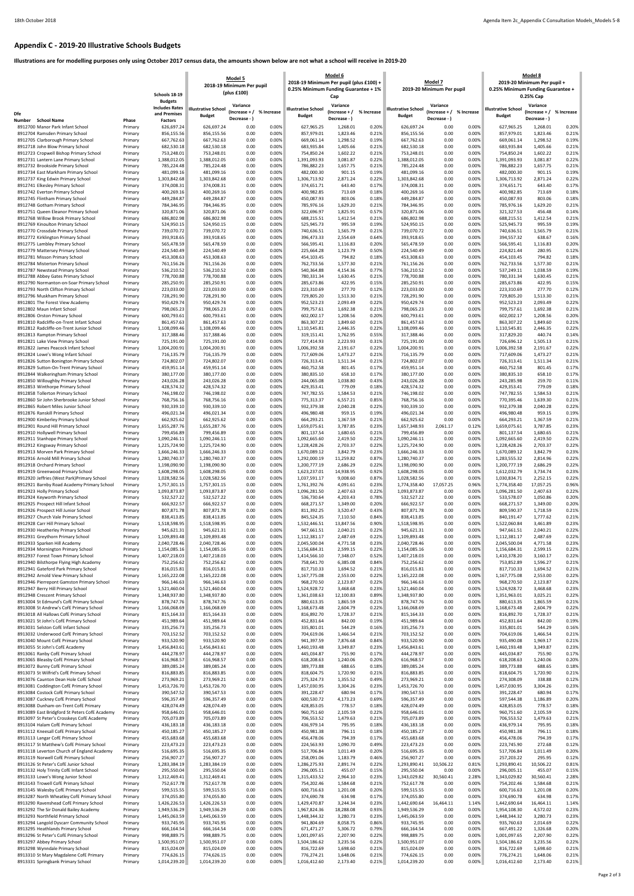## Appendix C - 2019-20 Illustrative Schools Budgets

**Illustrations are for modelling purposes only using October 2017 census data, the amounts shown below are not what a school will receive in 2019-20**

| | | | Schools 18-19 | Model 5 | | | Model 6 | | | Model 7 | | | Model 8 | | |
|---|---|---|---|---|---|---|---|---|---|---|---|---|---|---|---|
| | | | | 2018-19 Minimum Per pupil (plus £100) | | | 2018-19 Minimum Per pupil (plus £100) + 0.25% Minimum Funding Guarantee + 1% Cap | | | 2019-20 Minimum Per pupil | | | 2019-20 Minimum Per pupil + 0.25% Minimum Funding Guarantee + 0.25% Cap | | |
| Dfe Number | School Name | Phase | Budgets Includes Rates and Premises Factors | Illustrative School Budget | Variance (Increase + / Decrease - ) | % Increase | Illustrative School Budget | Variance (Increase + / Decrease - ) | % Increase | Illustrative School Budget | Variance (Increase + / Decrease - ) | % Increase | Illustrative School Budget | Variance (Increase + / Decrease - ) | % Increase |
| 8912700 | Manor Park Infant School | Primary | 626,697.24 | 626,697.24 | 0.00 | 0.00% | 627,965.25 | 1,268.01 | 0.20% | 626,697.24 | 0.00 | 0.00% | 627,965.25 | 1,268.01 | 0.20% |
| 8912704 | Ramsden Primary School | Primary | 856,155.56 | 856,155.56 | 0.00 | 0.00% | 857,979.01 | 1,823.46 | 0.21% | 856,155.56 | 0.00 | 0.00% | 857,979.01 | 1,823.46 | 0.21% |
| 8912705 | Clarborough Primary School | Primary | 667,762.63 | 667,762.63 | 0.00 | 0.00% | 669,061.14 | 1,298.52 | 0.19% | 667,762.63 | 0.00 | 0.00% | 669,061.14 | 1,298.52 | 0.19% |
| 8912718 | John Blow Primary School | Primary | 682,530.18 | 682,530.18 | 0.00 | 0.00% | 683,935.84 | 1,405.66 | 0.21% | 682,530.18 | 0.00 | 0.00% | 683,935.84 | 1,405.66 | 0.21% |
| 8912723 | Cropwell Bishop Primary School | Primary | 753,248.01 | 753,248.01 | 0.00 | 0.00% | 754,850.24 | 1,602.22 | 0.21% | 753,248.01 | 0.00 | 0.00% | 754,850.24 | 1,602.22 | 0.21% |
| 8912731 | Lantern Lane Primary School | Primary | 1,388,012.05 | 1,388,012.05 | 0.00 | 0.00% | 1,391,093.93 | 3,081.87 | 0.22% | 1,388,012.05 | 0.00 | 0.00% | 1,391,093.93 | 3,081.87 | 0.22% |
| 8912732 | Brookside Primary School | Primary | 785,224.48 | 785,224.48 | 0.00 | 0.00% | 786,882.23 | 1,657.75 | 0.21% | 785,224.48 | 0.00 | 0.00% | 786,882.23 | 1,657.75 | 0.21% |
| 8912734 | East Markham Primary School | Primary | 481,099.16 | 481,099.16 | 0.00 | 0.00% | 482,000.30 | 901.15 | 0.19% | 481,099.16 | 0.00 | 0.00% | 482,000.30 | 901.15 | 0.19% |
| 8912737 | King Edwin Primary School | Primary | 1,303,842.68 | 1,303,842.68 | 0.00 | 0.00% | 1,306,713.92 | 2,871.24 | 0.22% | 1,303,842.68 | 0.00 | 0.00% | 1,306,713.92 | 2,871.24 | 0.22% |
| 8912741 | Elkesley Primary School | Primary | 374,008.31 | 374,008.31 | 0.00 | 0.00% | 374,651.71 | 643.40 | 0.17% | 374,008.31 | 0.00 | 0.00% | 374,651.71 | 643.40 | 0.17% |
| 8912742 | Everton Primary School | Primary | 400,269.16 | 400,269.16 | 0.00 | 0.00% | 400,982.85 | 713.69 | 0.18% | 400,269.16 | 0.00 | 0.00% | 400,982.85 | 713.69 | 0.18% |
| 8912745 | Flintham Primary School | Primary | 449,284.87 | 449,284.87 | 0.00 | 0.00% | 450,087.93 | 803.06 | 0.18% | 449,284.87 | 0.00 | 0.00% | 450,087.93 | 803.06 | 0.18% |
| 8912748 | Gotham Primary School | Primary | 784,346.95 | 784,346.95 | 0.00 | 0.00% | 785,976.16 | 1,629.20 | 0.21% | 784,346.95 | 0.00 | 0.00% | 785,976.16 | 1,629.20 | 0.21% |
| 8912751 | Queen Eleanor Primary School | Primary | 320,871.06 | 320,871.06 | 0.00 | 0.00% | 322,696.97 | 1,825.91 | 0.57% | 320,871.06 | 0.00 | 0.00% | 321,327.53 | 456.48 | 0.14% |
| 8912768 | Willow Brook Primary School | Primary | 686,802.98 | 686,802.98 | 0.00 | 0.00% | 688,215.51 | 1,412.54 | 0.21% | 686,802.98 | 0.00 | 0.00% | 688,215.51 | 1,412.54 | 0.21% |
| 8912769 | Kinoulton Primary School | Primary | 524,950.15 | 524,950.15 | 0.00 | 0.00% | 525,945.73 | 995.59 | 0.19% | 524,950.15 | 0.00 | 0.00% | 525,945.73 | 995.59 | 0.19% |
| 8912770 | Crossdale Primary School | Primary | 739,070.72 | 739,070.72 | 0.00 | 0.00% | 740,636.51 | 1,565.79 | 0.21% | 739,070.72 | 0.00 | 0.00% | 740,636.51 | 1,565.79 | 0.21% |
| 8912772 | Kirklington Primary School | Primary | 393,918.65 | 393,918.65 | 0.00 | 0.00% | 396,473.33 | 2,554.69 | 0.64% | 393,918.65 | 0.00 | 0.00% | 394,557.32 | 638.67 | 0.16% |
| 8912775 | Lambley Primary School | Primary | 565,478.59 | 565,478.59 | 0.00 | 0.00% | 566,595.41 | 1,116.83 | 0.20% | 565,478.59 | 0.00 | 0.00% | 566,595.41 | 1,116.83 | 0.20% |
| 8912779 | Mattersey Primary School | Primary | 224,540.49 | 224,540.49 | 0.00 | 0.00% | 225,664.28 | 1,123.79 | 0.50% | 224,540.49 | 0.00 | 0.00% | 224,821.44 | 280.95 | 0.12% |
| 8912781 | Misson Primary School | Primary | 453,308.63 | 453,308.63 | 0.00 | 0.00% | 454,103.45 | 794.82 | 0.18% | 453,308.63 | 0.00 | 0.00% | 454,103.45 | 794.82 | 0.18% |
| 8912784 | Misterton Primary School | Primary | 761,156.26 | 761,156.26 | 0.00 | 0.00% | 762,733.56 | 1,577.30 | 0.21% | 761,156.26 | 0.00 | 0.00% | 762,733.56 | 1,577.30 | 0.21% |
| 8912787 | Newstead Primary School | Primary | 536,210.52 | 536,210.52 | 0.00 | 0.00% | 540,364.88 | 4,154.36 | 0.77% | 536,210.52 | 0.00 | 0.00% | 537,249.11 | 1,038.59 | 0.19% |
| 8912788 | Abbey Gates Primary School | Primary | 778,700.88 | 778,700.88 | 0.00 | 0.00% | 780,331.34 | 1,630.45 | 0.21% | 778,700.88 | 0.00 | 0.00% | 780,331.34 | 1,630.45 | 0.21% |
| 8912790 | Normanton-on-Soar Primary School | Primary | 285,250.91 | 285,250.91 | 0.00 | 0.00% | 285,673.86 | 422.95 | 0.15% | 285,250.91 | 0.00 | 0.00% | 285,673.86 | 422.95 | 0.15% |
| 8912793 | North Clifton Primary School | Primary | 223,033.00 | 223,033.00 | 0.00 | 0.00% | 223,310.69 | 277.70 | 0.12% | 223,033.00 | 0.00 | 0.00% | 223,310.69 | 277.70 | 0.12% |
| 8912796 | Muskham Primary School | Primary | 728,291.90 | 728,291.90 | 0.00 | 0.00% | 729,805.20 | 1,513.30 | 0.21% | 728,291.90 | 0.00 | 0.00% | 729,805.20 | 1,513.30 | 0.21% |
| 8912801 | The Forest View Academy | Primary | 950,429.74 | 950,429.74 | 0.00 | 0.00% | 952,523.23 | 2,093.49 | 0.22% | 950,429.74 | 0.00 | 0.00% | 952,523.23 | 2,093.49 | 0.22% |
| 8912802 | Maun Infant School | Primary | 798,065.23 | 798,065.23 | 0.00 | 0.00% | 799,757.61 | 1,692.38 | 0.21% | 798,065.23 | 0.00 | 0.00% | 799,757.61 | 1,692.38 | 0.21% |
| 8912806 | Orston Primary School | Primary | 600,793.61 | 600,793.61 | 0.00 | 0.00% | 602,002.17 | 1,208.56 | 0.20% | 600,793.61 | 0.00 | 0.00% | 602,002.17 | 1,208.56 | 0.20% |
| 8912810 | Radcliffe-on-Trent Infant School | Primary | 861,457.63 | 861,457.63 | 0.00 | 0.00% | 863,307.22 | 1,849.60 | 0.21% | 861,457.63 | 0.00 | 0.00% | 863,307.22 | 1,849.60 | 0.21% |
| 8912812 | Radcliffe-on-Trent Junior School | Primary | 1,108,099.46 | 1,108,099.46 | 0.00 | 0.00% | 1,110,545.81 | 2,446.35 | 0.22% | 1,108,099.46 | 0.00 | 0.00% | 1,110,545.81 | 2,446.35 | 0.22% |
| 8912813 | Rampton Primary School | Primary | 317,388.46 | 317,388.46 | 0.00 | 0.00% | 319,151.41 | 1,762.95 | 0.55% | 317,388.46 | 0.00 | 0.00% | 317,829.20 | 440.74 | 0.14% |
| 8912821 | Lake View Primary School | Primary | 725,191.00 | 725,191.00 | 0.00 | 0.00% | 727,414.93 | 2,223.93 | 0.31% | 725,191.00 | 0.00 | 0.00% | 726,696.12 | 1,505.13 | 0.21% |
| 8912822 | James Peacock Infant School | Primary | 1,004,200.91 | 1,004,200.91 | 0.00 | 0.00% | 1,006,392.58 | 2,191.67 | 0.22% | 1,004,200.91 | 0.00 | 0.00% | 1,006,392.58 | 2,191.67 | 0.22% |
| 8912824 | Lowe's Wong Infant School | Primary | 716,135.79 | 716,135.79 | 0.00 | 0.00% | 717,609.06 | 1,473.27 | 0.21% | 716,135.79 | 0.00 | 0.00% | 717,609.06 | 1,473.27 | 0.21% |
| 8912826 | Sutton Bonington Primary School | Primary | 724,802.07 | 724,802.07 | 0.00 | 0.00% | 726,313.41 | 1,511.34 | 0.21% | 724,802.07 | 0.00 | 0.00% | 726,313.41 | 1,511.34 | 0.21% |
| 8912829 | Sutton-On-Trent Primary School | Primary | 459,951.14 | 459,951.14 | 0.00 | 0.00% | 460,752.58 | 801.45 | 0.17% | 459,951.14 | 0.00 | 0.00% | 460,752.58 | 801.45 | 0.17% |
| 8912844 | Walkeringham Primary School | Primary | 380,177.00 | 380,177.00 | 0.00 | 0.00% | 380,835.10 | 658.10 | 0.17% | 380,177.00 | 0.00 | 0.00% | 380,835.10 | 658.10 | 0.17% |
| 8912850 | Willoughby Primary School | Primary | 243,026.28 | 243,026.28 | 0.00 | 0.00% | 244,065.08 | 1,038.80 | 0.43% | 243,026.28 | 0.00 | 0.00% | 243,285.98 | 259.70 | 0.11% |
| 8912853 | Winthorpe Primary School | Primary | 428,574.32 | 428,574.32 | 0.00 | 0.00% | 429,353.41 | 779.09 | 0.18% | 428,574.32 | 0.00 | 0.00% | 429,353.41 | 779.09 | 0.18% |
| 8912858 | Tollerton Primary School | Primary | 746,198.02 | 746,198.02 | 0.00 | 0.00% | 747,782.55 | 1,584.53 | 0.21% | 746,198.02 | 0.00 | 0.00% | 747,782.55 | 1,584.53 | 0.21% |
| 8912860 | Sir John Sherbrooke Junior School | Primary | 768,756.16 | 768,756.16 | 0.00 | 0.00% | 775,313.37 | 6,557.21 | 0.85% | 768,756.16 | 0.00 | 0.00% | 770,395.46 | 1,639.30 | 0.21% |
| 8912865 | Robert Miles Junior School | Primary | 930,339.10 | 930,339.10 | 0.00 | 0.00% | 932,379.38 | 2,040.28 | 0.22% | 930,339.10 | 0.00 | 0.00% | 932,379.38 | 2,040.28 | 0.22% |
| 8912876 | Ranskill Primary School | Primary | 496,021.34 | 496,021.34 | 0.00 | 0.00% | 496,980.48 | 959.15 | 0.19% | 496,021.34 | 0.00 | 0.00% | 496,980.48 | 959.15 | 0.19% |
| 8912900 | Kimberley Primary School | Primary | 662,925.62 | 662,925.62 | 0.00 | 0.00% | 664,293.21 | 1,367.59 | 0.21% | 662,925.62 | 0.00 | 0.00% | 664,293.21 | 1,367.59 | 0.21% |
| 8912901 | Round Hill Primary School | Primary | 1,655,287.76 | 1,655,287.76 | 0.00 | 0.00% | 1,659,075.61 | 3,787.85 | 0.23% | 1,657,348.93 | 2,061.17 | 0.12% | 1,659,075.61 | 3,787.85 | 0.23% |
| 8912910 | Hollywell Primary School | Primary | 799,456.89 | 799,456.89 | 0.00 | 0.00% | 801,137.54 | 1,680.65 | 0.21% | 799,456.89 | 0.00 | 0.00% | 801,137.54 | 1,680.65 | 0.21% |
| 8912911 | Stanhope Primary School | Primary | 1,090,246.11 | 1,090,246.11 | 0.00 | 0.00% | 1,092,665.60 | 2,419.50 | 0.22% | 1,090,246.11 | 0.00 | 0.00% | 1,092,665.60 | 2,419.50 | 0.22% |
| 8912912 | Kingsway Primary School | Primary | 1,225,724.90 | 1,225,724.90 | 0.00 | 0.00% | 1,228,428.26 | 2,703.37 | 0.22% | 1,225,724.90 | 0.00 | 0.00% | 1,228,428.26 | 2,703.37 | 0.22% |
| 8912913 | Morven Park Primary School | Primary | 1,666,246.33 | 1,666,246.33 | 0.00 | 0.00% | 1,670,089.12 | 3,842.79 | 0.23% | 1,666,246.33 | 0.00 | 0.00% | 1,670,089.12 | 3,842.79 | 0.23% |
| 8912916 | Arnold Mill Primary School | Primary | 1,280,740.37 | 1,280,740.37 | 0.00 | 0.00% | 1,292,000.19 | 11,259.82 | 0.87% | 1,280,740.37 | 0.00 | 0.00% | 1,283,555.32 | 2,814.96 | 0.22% |
| 8912918 | Orchard Primary School | Primary | 1,198,090.90 | 1,198,090.90 | 0.00 | 0.00% | 1,200,777.19 | 2,686.29 | 0.22% | 1,198,090.90 | 0.00 | 0.00% | 1,200,777.19 | 2,686.29 | 0.22% |
| 8912919 | Greenwood Primary School | Primary | 1,608,298.05 | 1,608,298.05 | 0.00 | 0.00% | 1,623,237.01 | 14,938.95 | 0.92% | 1,608,298.05 | 0.00 | 0.00% | 1,612,032.79 | 3,734.74 | 0.23% |
| 8912920 | Jeffries (West Park)Primary School | Primary | 1,028,582.56 | 1,028,582.56 | 0.00 | 0.00% | 1,037,591.17 | 9,008.60 | 0.87% | 1,028,582.56 | 0.00 | 0.00% | 1,030,834.71 | 2,252.15 | 0.22% |
| 8912921 | Barnby Road Academy Primary School | Primary | 1,757,301.15 | 1,757,301.15 | 0.00 | 0.00% | 1,761,392.76 | 4,091.61 | 0.23% | 1,774,358.40 | 17,057.25 | 0.96% | 1,774,358.40 | 17,057.25 | 0.96% |
| 8912923 | Holly Primary School | Primary | 1,093,873.87 | 1,093,873.87 | 0.00 | 0.00% | 1,096,281.50 | 2,407.63 | 0.22% | 1,093,873.87 | 0.00 | 0.00% | 1,096,281.50 | 2,407.63 | 0.22% |
| 8912924 | Keyworth Primary School | Primary | 532,527.22 | 532,527.22 | 0.00 | 0.00% | 536,730.64 | 4,203.43 | 0.78% | 532,527.22 | 0.00 | 0.00% | 533,578.07 | 1,050.86 | 0.20% |
| 8912925 | Prospect Hill Infant School | Primary | 666,922.57 | 666,922.57 | 0.00 | 0.00% | 668,271.57 | 1,349.00 | 0.20% | 666,922.57 | 0.00 | 0.00% | 668,271.57 | 1,349.00 | 0.20% |
| 8912926 | Prospect Hill Junior School | Primary | 807,871.78 | 807,871.78 | 0.00 | 0.00% | 811,392.25 | 3,520.47 | 0.43% | 807,871.78 | 0.00 | 0.00% | 809,590.37 | 1,718.59 | 0.21% |
| 8912927 | Church Vale Primary School | Primary | 838,413.85 | 838,413.85 | 0.00 | 0.00% | 845,524.35 | 7,110.50 | 0.84% | 838,413.85 | 0.00 | 0.00% | 840,191.47 | 1,777.62 | 0.21% |
| 8912928 | Carr Hill Primary School | Primary | 1,518,598.95 | 1,518,598.95 | 0.00 | 0.00% | 1,532,446.51 | 13,847.56 | 0.90% | 1,518,598.95 | 0.00 | 0.00% | 1,522,060.84 | 3,461.89 | 0.23% |
| 8912930 | Heatherley Primary School | Primary | 945,621.31 | 945,621.31 | 0.00 | 0.00% | 947,661.51 | 2,040.21 | 0.22% | 945,621.31 | 0.00 | 0.00% | 947,661.51 | 2,040.21 | 0.22% |
| 8912931 | Greythorn Primary School | Primary | 1,109,893.48 | 1,109,893.48 | 0.00 | 0.00% | 1,112,381.17 | 2,487.69 | 0.22% | 1,109,893.48 | 0.00 | 0.00% | 1,112,381.17 | 2,487.69 | 0.22% |
| 8912933 | Sparken Hill Academy | Primary | 2,040,728.46 | 2,040,728.46 | 0.00 | 0.00% | 2,045,500.04 | 4,771.58 | 0.23% | 2,040,728.46 | 0.00 | 0.00% | 2,045,500.04 | 4,771.58 | 0.23% |
| 8912934 | Mornington Primary School | Primary | 1,154,085.16 | 1,154,085.16 | 0.00 | 0.00% | 1,156,684.31 | 2,599.15 | 0.22% | 1,154,085.16 | 0.00 | 0.00% | 1,156,684.31 | 2,599.15 | 0.22% |
| 8912937 | Forest Town Primary School | Primary | 1,407,218.03 | 1,407,218.03 | 0.00 | 0.00% | 1,414,566.10 | 7,348.07 | 0.52% | 1,407,218.03 | 0.00 | 0.00% | 1,410,378.20 | 3,160.17 | 0.22% |
| 8912940 | Bilsthorpe Flying High Academy | Primary | 752,256.62 | 752,256.62 | 0.00 | 0.00% | 758,641.70 | 6,385.08 | 0.84% | 752,256.62 | 0.00 | 0.00% | 753,852.89 | 1,596.27 | 0.21% |
| 8912941 | Gateford Park Primary School | Primary | 816,015.81 | 816,015.81 | 0.00 | 0.00% | 817,710.33 | 1,694.52 | 0.21% | 816,015.81 | 0.00 | 0.00% | 817,710.33 | 1,694.52 | 0.21% |
| 8912942 | Arnold View Primary School | Primary | 1,165,222.08 | 1,165,222.08 | 0.00 | 0.00% | 1,167,775.08 | 2,553.00 | 0.22% | 1,165,222.08 | 0.00 | 0.00% | 1,167,775.08 | 2,553.00 | 0.22% |
| 8912946 | Pierrepont Gamston Primary School | Primary | 966,146.63 | 966,146.63 | 0.00 | 0.00% | 968,270.50 | 2,123.87 | 0.22% | 966,146.63 | 0.00 | 0.00% | 968,270.50 | 2,123.87 | 0.22% |
| 8912947 | Berry Hill Primary School | Primary | 1,521,460.04 | 1,521,460.04 | 0.00 | 0.00% | 1,524,928.72 | 3,468.68 | 0.23% | 1,521,460.04 | 0.00 | 0.00% | 1,524,928.72 | 3,468.68 | 0.23% |
| 8912948 | Crescent Primary School | Primary | 1,348,937.80 | 1,348,937.80 | 0.00 | 0.00% | 1,361,038.63 | 12,100.83 | 0.89% | 1,348,937.80 | 0.00 | 0.00% | 1,351,963.01 | 3,025.21 | 0.22% |
| 8913004 | St Edmund's CofE Primary School | Primary | 878,747.76 | 878,747.76 | 0.00 | 0.00% | 880,613.35 | 1,865.59 | 0.21% | 878,747.76 | 0.00 | 0.00% | 880,613.35 | 1,865.59 | 0.21% |
| 8913008 | St Andrew's CofE Primary School | Primary | 1,166,068.69 | 1,166,068.69 | 0.00 | 0.00% | 1,168,673.48 | 2,604.79 | 0.22% | 1,166,068.69 | 0.00 | 0.00% | 1,168,673.48 | 2,604.79 | 0.22% |
| 8913018 | All Hallows CofE Primary School | Primary | 815,164.33 | 815,164.33 | 0.00 | 0.00% | 816,892.70 | 1,728.37 | 0.21% | 815,164.33 | 0.00 | 0.00% | 816,892.70 | 1,728.37 | 0.21% |
| 8913021 | St John's CofE Primary School | Primary | 451,989.64 | 451,989.64 | 0.00 | 0.00% | 452,831.64 | 842.00 | 0.19% | 451,989.64 | 0.00 | 0.00% | 452,831.64 | 842.00 | 0.19% |
| 8913031 | Selston CofE Infant School | Primary | 335,256.73 | 335,256.73 | 0.00 | 0.00% | 335,801.01 | 544.29 | 0.16% | 335,256.73 | 0.00 | 0.00% | 335,801.01 | 544.29 | 0.16% |
| 8913032 | Underwood CofE Primary School | Primary | 703,152.52 | 703,152.52 | 0.00 | 0.00% | 704,619.06 | 1,466.54 | 0.21% | 703,152.52 | 0.00 | 0.00% | 704,619.06 | 1,466.54 | 0.21% |
| 8913040 | Mount CofE Primary School | Primary | 933,520.90 | 933,520.90 | 0.00 | 0.00% | 941,397.59 | 7,876.68 | 0.84% | 933,520.90 | 0.00 | 0.00% | 935,490.08 | 1,969.17 | 0.21% |
| 8913055 | St John's CofE Academy | Primary | 1,456,843.61 | 1,456,843.61 | 0.00 | 0.00% | 1,460,193.48 | 3,349.87 | 0.23% | 1,456,843.61 | 0.00 | 0.00% | 1,460,193.48 | 3,349.87 | 0.23% |
| 8913061 | Ranby CofE Primary School | Primary | 444,278.97 | 444,278.97 | 0.00 | 0.00% | 445,034.87 | 755.90 | 0.17% | 444,278.97 | 0.00 | 0.00% | 445,034.87 | 755.90 | 0.17% |
| 8913065 | Bleasby CofE Primary School | Primary | 616,968.57 | 616,968.57 | 0.00 | 0.00% | 618,208.63 | 1,240.06 | 0.20% | 616,968.57 | 0.00 | 0.00% | 618,208.63 | 1,240.06 | 0.20% |
| 8913072 | Bunny CofE Primary School | Primary | 389,085.24 | 389,085.24 | 0.00 | 0.00% | 389,773.88 | 688.65 | 0.18% | 389,085.24 | 0.00 | 0.00% | 389,773.88 | 688.65 | 0.18% |
| 8913073 | St Wilfrid's CofE Primary School | Primary | 816,883.85 | 816,883.85 | 0.00 | 0.00% | 818,604.75 | 1,720.90 | 0.21% | 816,883.85 | 0.00 | 0.00% | 818,604.75 | 1,720.90 | 0.21% |
| 8913076 | Caunton Dean Hole CofE School | Primary | 273,969.21 | 273,969.21 | 0.00 | 0.00% | 275,324.73 | 1,355.52 | 0.49% | 273,969.21 | 0.00 | 0.00% | 274,308.09 | 338.88 | 0.12% |
| 8913081 | Coddington CofE Primary School | Primary | 1,453,726.70 | 1,453,726.70 | 0.00 | 0.00% | 1,457,030.95 | 3,304.26 | 0.23% | 1,453,726.70 | 0.00 | 0.00% | 1,457,030.95 | 3,304.26 | 0.23% |
| 8913084 | Costock CofE Primary School | Primary | 390,547.53 | 390,547.53 | 0.00 | 0.00% | 391,228.47 | 680.94 | 0.17% | 390,547.53 | 0.00 | 0.00% | 391,228.47 | 680.94 | 0.17% |
| 8913087 | Cuckney CofE Primary School | Primary | 596,357.49 | 596,357.49 | 0.00 | 0.00% | 600,530.72 | 4,173.23 | 0.69% | 596,357.49 | 0.00 | 0.00% | 597,544.38 | 1,186.89 | 0.20% |
| 8913088 | Dunham-on-Trent CofE Primary | Primary | 428,074.49 | 428,074.49 | 0.00 | 0.00% | 428,853.05 | 778.57 | 0.18% | 428,074.49 | 0.00 | 0.00% | 428,853.05 | 778.57 | 0.18% |
| 8913089 | East Bridgford St Peters CofE Academy | Primary | 958,646.01 | 958,646.01 | 0.00 | 0.00% | 960,751.60 | 2,105.59 | 0.22% | 958,646.01 | 0.00 | 0.00% | 960,751.60 | 2,105.59 | 0.22% |
| 8913097 | St Peter's Crosskeys CofE Academy | Primary | 705,073.89 | 705,073.89 | 0.00 | 0.00% | 706,553.52 | 1,479.63 | 0.21% | 705,073.89 | 0.00 | 0.00% | 706,553.52 | 1,479.63 | 0.21% |
| 8913104 | Halam CofE Primary School | Primary | 436,183.18 | 436,183.18 | 0.00 | 0.00% | 436,979.14 | 795.95 | 0.18% | 436,183.18 | 0.00 | 0.00% | 436,979.14 | 795.95 | 0.18% |
| 8913112 | Kneesall CofE Primary School | Primary | 450,185.27 | 450,185.27 | 0.00 | 0.00% | 450,981.38 | 796.11 | 0.18% | 450,185.27 | 0.00 | 0.00% | 450,981.38 | 796.11 | 0.18% |
| 8913113 | Langar CofE Primary School | Primary | 455,683.68 | 455,683.68 | 0.00 | 0.00% | 456,478.06 | 794.39 | 0.17% | 455,683.68 | 0.00 | 0.00% | 456,478.06 | 794.39 | 0.17% |
| 8913117 | St Matthew's CofE Primary School | Primary | 223,473.23 | 223,473.23 | 0.00 | 0.00% | 224,563.93 | 1,090.70 | 0.49% | 223,473.23 | 0.00 | 0.00% | 223,745.90 | 272.68 | 0.12% |
| 8913118 | Leverton Church of England Academy | Primary | 516,695.35 | 516,695.35 | 0.00 | 0.00% | 517,706.84 | 1,011.49 | 0.20% | 516,695.35 | 0.00 | 0.00% | 517,706.84 | 1,011.49 | 0.20% |
| 8913119 | Norwell CofE Primary School | Primary | 256,907.27 | 256,907.27 | 0.00 | 0.00% | 258,091.06 | 1,183.79 | 0.46% | 256,907.27 | 0.00 | 0.00% | 257,203.22 | 295.95 | 0.12% |
| 8913126 | St Peter's CofE Junior School | Primary | 1,283,384.19 | 1,283,384.19 | 0.00 | 0.00% | 1,286,275.93 | 2,891.74 | 0.22% | 1,293,890.41 | 10,506.22 | 0.81% | 1,293,890.41 | 10,506.22 | 0.81% |
| 8913132 | Holy Trinity CofE Infant School | Primary | 295,550.04 | 295,550.04 | 0.00 | 0.00% | 296,005.11 | 455.07 | 0.15% | 295,550.04 | 0.00 | 0.00% | 296,005.11 | 455.07 | 0.15% |
| 8913133 | Lowe's Wong Junior School | Primary | 1,312,469.41 | 1,312,469.41 | 0.00 | 0.00% | 1,315,433.52 | 2,964.10 | 0.23% | 1,343,029.82 | 30,560.41 | 2.28% | 1,343,029.82 | 30,560.41 | 2.28% |
| 8913143 | Trowell CofE Primary School | Primary | 752,617.78 | 752,617.78 | 0.00 | 0.00% | 754,202.46 | 1,584.68 | 0.21% | 752,617.78 | 0.00 | 0.00% | 754,202.46 | 1,584.68 | 0.21% |
| 8913145 | Walesby CofE Primary School | Primary | 599,515.55 | 599,515.55 | 0.00 | 0.00% | 600,716.63 | 1,201.08 | 0.20% | 599,515.55 | 0.00 | 0.00% | 600,716.63 | 1,201.08 | 0.20% |
| 8913287 | North Wheatley CofE Primary School | Primary | 374,055.80 | 374,055.80 | 0.00 | 0.00% | 374,690.78 | 634.98 | 0.17% | 374,055.80 | 0.00 | 0.00% | 374,690.78 | 634.98 | 0.17% |
| 8913290 | Ravenshead CofE Primary School | Primary | 1,426,226.53 | 1,426,226.53 | 0.00 | 0.00% | 1,429,470.87 | 3,244.34 | 0.23% | 1,442,690.64 | 16,464.11 | 1.14% | 1,442,690.64 | 16,464.11 | 1.14% |
| 8913292 | The Sir Donald Bailey Academy | Primary | 1,949,536.29 | 1,949,536.29 | 0.00 | 0.00% | 1,967,824.36 | 18,288.08 | 0.93% | 1,949,536.29 | 0.00 | 0.00% | 1,954,108.30 | 4,572.02 | 0.23% |
| 8913293 | Northfield Primary School | Primary | 1,445,063.59 | 1,445,063.59 | 0.00 | 0.00% | 1,448,344.32 | 3,280.73 | 0.23% | 1,445,063.59 | 0.00 | 0.00% | 1,448,344.32 | 3,280.73 | 0.23% |
| 8913294 | Langold Dyscarr Community School | Primary | 933,745.95 | 933,745.95 | 0.00 | 0.00% | 941,804.69 | 8,058.75 | 0.86% | 933,745.95 | 0.00 | 0.00% | 935,760.63 | 2,014.69 | 0.22% |
| 8913295 | Heathlands Primary School | Primary | 666,164.54 | 666,164.54 | 0.00 | 0.00% | 671,471.27 | 5,306.72 | 0.79% | 666,164.54 | 0.00 | 0.00% | 667,491.22 | 1,326.68 | 0.20% |
| 8913296 | St Peter's CofE Primary School | Primary | 998,889.75 | 998,889.75 | 0.00 | 0.00% | 1,001,097.65 | 2,207.90 | 0.22% | 998,889.75 | 0.00 | 0.00% | 1,001,097.65 | 2,207.90 | 0.22% |
| 8913297 | Abbey Primary School | Primary | 1,500,951.07 | 1,500,951.07 | 0.00 | 0.00% | 1,504,186.62 | 3,235.56 | 0.22% | 1,500,951.07 | 0.00 | 0.00% | 1,504,186.62 | 3,235.56 | 0.22% |
| 8913298 | Wynndale Primary School | Primary | 815,024.09 | 815,024.09 | 0.00 | 0.00% | 816,722.69 | 1,698.60 | 0.21% | 815,024.09 | 0.00 | 0.00% | 816,722.69 | 1,698.60 | 0.21% |
| 8913310 | St Mary Magdalene CofE Primary | Primary | 774,626.15 | 774,626.15 | 0.00 | 0.00% | 776,274.21 | 1,648.06 | 0.21% | 774,626.15 | 0.00 | 0.00% | 776,274.21 | 1,648.06 | 0.21% |
| 8913331 | Springbank Primary School | Primary | 1,014,239.20 | 1,014,239.20 | 0.00 | 0.00% | 1,016,412.60 | 2,173.40 | 0.21% | 1,014,239.20 | 0.00 | 0.00% | 1,016,412.60 | 2,173.40 | 0.21% |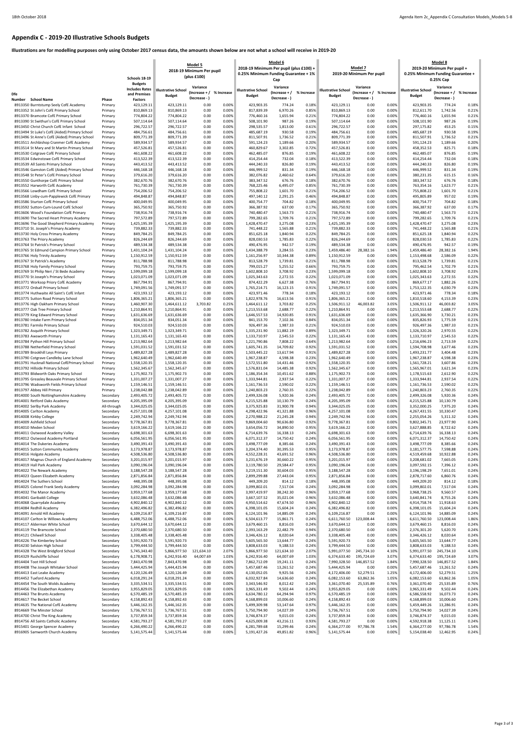## Appendix C - 2019-20 Illustrative Schools Budgets

**Illustrations are for modelling purposes only using October 2017 census data, the amounts shown below are not what a school will receive in 2019-20**

| Dfe Number | School Name | Phase | Schools 18-19 Budgets Includes Rates and Premises Factors | Model 5 2018-19 Minimum Per pupil (plus £100) Illustrative School Budget | Variance (Increase + / Decrease - ) | % Increase | Model 6 2018-19 Minimum Per pupil (plus £100) + 0.25% Minimum Funding Guarantee + 1% Cap Illustrative School Budget | Variance (Increase + / Decrease - ) | % Increase | Model 7 2019-20 Minimum Per pupil Illustrative School Budget | Variance (Increase + / Decrease - ) | % Increase | Model 8 2019-20 Minimum Per pupil + 0.25% Minimum Funding Guarantee + 0.25% Cap Illustrative School Budget | Variance (Increase + / Decrease - ) | % Increase |
|---|---|---|---|---|---|---|---|---|---|---|---|---|---|---|---|
| 8913350 | Burntstump Seely CofE Academy | Primary | 423,129.11 | 423,129.11 | 0.00 | 0.00% | 423,903.35 | 774.24 | 0.18% | 423,129.11 | 0.00 | 0.00% | 423,903.35 | 774.24 | 0.18% |
| 8913352 | St John's CofE Primary School | Primary | 810,869.13 | 810,869.13 | 0.00 | 0.00% | 817,839.39 | 6,970.26 | 0.85% | 810,869.13 | 0.00 | 0.00% | 812,611.70 | 1,742.56 | 0.21% |
| 8913370 | Bramcote CofE Primary School | Primary | 774,804.22 | 774,804.22 | 0.00 | 0.00% | 776,460.16 | 1,655.94 | 0.21% | 774,804.22 | 0.00 | 0.00% | 776,460.16 | 1,655.94 | 0.21% |
| 8913390 | St Swithun's CofE Primary School | Primary | 507,114.64 | 507,114.64 | 0.00 | 0.00% | 508,101.90 | 987.26 | 0.19% | 507,114.64 | 0.00 | 0.00% | 508,101.90 | 987.26 | 0.19% |
| 8913450 | Christ Church CofE Infant School | Primary | 296,722.57 | 296,722.57 | 0.00 | 0.00% | 298,535.57 | 1,813.00 | 0.61% | 296,722.57 | 0.00 | 0.00% | 297,175.82 | 453.25 | 0.15% |
| 8913494 | St Luke's CofE (Aided) Primary School | Primary | 484,756.61 | 484,756.61 | 0.00 | 0.00% | 485,687.19 | 930.58 | 0.19% | 484,756.61 | 0.00 | 0.00% | 485,687.19 | 930.58 | 0.19% |
| 8913496 | St Anne's CofE (Aided) Primary School | Primary | 809,771.39 | 809,771.39 | 0.00 | 0.00% | 811,507.91 | 1,736.52 | 0.21% | 809,771.39 | 0.00 | 0.00% | 811,507.91 | 1,736.52 | 0.21% |
| 8913511 | Archbishop Cranmer CofE Academy | Primary | 589,934.57 | 589,934.57 | 0.00 | 0.00% | 591,124.23 | 1,189.66 | 0.20% | 589,934.57 | 0.00 | 0.00% | 591,124.23 | 1,189.66 | 0.20% |
| 8913514 | St Mary and St Martin Primary School | Primary | 457,526.81 | 457,526.81 | 0.00 | 0.00% | 460,829.67 | 3,302.85 | 0.72% | 457,526.81 | 0.00 | 0.00% | 458,352.53 | 825.71 | 0.18% |
| 8913530 | Cotgrave CofE Primary School | Primary | 461,608.22 | 461,608.22 | 0.00 | 0.00% | 462,485.07 | 876.85 | 0.19% | 461,608.22 | 0.00 | 0.00% | 462,485.07 | 876.85 | 0.19% |
| 8913534 | Edwinstowe CofE Primary School | Primary | 413,522.39 | 413,522.39 | 0.00 | 0.00% | 414,254.44 | 732.04 | 0.18% | 413,522.39 | 0.00 | 0.00% | 414,254.44 | 732.04 | 0.18% |
| 8913539 | All Saints Primary School | Primary | 443,413.52 | 443,413.52 | 0.00 | 0.00% | 444,240.33 | 826.80 | 0.19% | 443,413.52 | 0.00 | 0.00% | 444,240.33 | 826.80 | 0.19% |
| 8913546 | Gamston CofE (Aided) Primary School | Primary | 446,168.18 | 446,168.18 | 0.00 | 0.00% | 446,999.52 | 831.34 | 0.19% | 446,168.18 | 0.00 | 0.00% | 446,999.52 | 831.34 | 0.19% |
| 8913548 | St Peter's CofE Primary School | Primary | 379,616.20 | 379,616.20 | 0.00 | 0.00% | 382,076.82 | 2,460.62 | 0.64% | 379,616.20 | 0.00 | 0.00% | 380,231.35 | 615.15 | 0.16% |
| 8913550 | Gunthorpe CofE Primary School | Primary | 382,670.76 | 382,670.76 | 0.00 | 0.00% | 383,347.52 | 676.76 | 0.18% | 382,670.76 | 0.00 | 0.00% | 383,347.52 | 676.76 | 0.18% |
| 8913552 | Harworth CofE Academy | Primary | 761,730.39 | 761,730.39 | 0.00 | 0.00% | 768,225.46 | 6,495.07 | 0.85% | 761,730.39 | 0.00 | 0.00% | 763,354.16 | 1,623.77 | 0.21% |
| 8913566 | Lowdham CofE Primary School | Primary | 754,206.52 | 754,206.52 | 0.00 | 0.00% | 755,808.22 | 1,601.70 | 0.21% | 754,206.52 | 0.00 | 0.00% | 755,808.22 | 1,601.70 | 0.21% |
| 8913568 | Linby-cum-Papplewick CofE Primary | Primary | 494,848.87 | 494,848.87 | 0.00 | 0.00% | 497,140.12 | 2,291.25 | 0.46% | 494,848.87 | 0.00 | 0.00% | 495,805.89 | 957.02 | 0.19% |
| 8913586 | Sturton CofE Primary School | Primary | 400,049.95 | 400,049.95 | 0.00 | 0.00% | 400,754.77 | 704.82 | 0.18% | 400,049.95 | 0.00 | 0.00% | 400,754.77 | 704.82 | 0.18% |
| 8913592 | Sutton-Cum-Lound CofE School | Primary | 365,750.92 | 365,750.92 | 0.00 | 0.00% | 366,387.92 | 637.00 | 0.17% | 365,750.92 | 0.00 | 0.00% | 366,387.92 | 637.00 | 0.17% |
| 8913606 | Wood's Foundation CofE Primary | Primary | 738,916.74 | 738,916.74 | 0.00 | 0.00% | 740,480.47 | 1,563.73 | 0.21% | 738,916.74 | 0.00 | 0.00% | 740,480.47 | 1,563.73 | 0.21% |
| 8913690 | The Sacred Heart Primary Academy | Primary | 797,572.89 | 797,572.89 | 0.00 | 0.00% | 799,282.65 | 1,709.76 | 0.21% | 797,572.89 | 0.00 | 0.00% | 799,282.65 | 1,709.76 | 0.21% |
| 8913696 | The Good Shepherd Primary Academy | Primary | 1,425,195.39 | 1,425,195.39 | 0.00 | 0.00% | 1,428,470.47 | 3,275.08 | 0.23% | 1,425,195.39 | 0.00 | 0.00% | 1,428,470.47 | 3,275.08 | 0.23% |
| 8913710 | St. Joseph's Primary Academy | Primary | 739,882.33 | 739,882.33 | 0.00 | 0.00% | 741,448.22 | 1,565.88 | 0.21% | 739,882.33 | 0.00 | 0.00% | 741,448.22 | 1,565.88 | 0.21% |
| 8913730 | Holy Cross Primary Academy | Primary | 849,784.25 | 849,784.25 | 0.00 | 0.00% | 851,625.18 | 1,840.94 | 0.22% | 849,784.25 | 0.00 | 0.00% | 851,625.18 | 1,840.94 | 0.22% |
| 8913763 | The Priory Academy | Primary | 826,244.69 | 826,244.69 | 0.00 | 0.00% | 828,030.53 | 1,785.83 | 0.22% | 826,244.69 | 0.00 | 0.00% | 828,030.53 | 1,785.83 | 0.22% |
| 8913764 | St Patrick's Primary School | Primary | 489,534.38 | 489,534.38 | 0.00 | 0.00% | 490,476.95 | 942.57 | 0.19% | 489,534.38 | 0.00 | 0.00% | 490,476.95 | 942.57 | 0.19% |
| 8913765 | St Edmund Campion Primary School | Primary | 1,431,104.24 | 1,431,104.24 | 0.00 | 0.00% | 1,434,388.79 | 3,284.55 | 0.23% | 1,459,486.40 | 28,382.16 | 1.94% | 1,459,486.40 | 28,382.16 | 1.94% |
| 8913766 | Holy Trinity Academy | Primary | 1,150,912.59 | 1,150,912.59 | 0.00 | 0.00% | 1,161,256.97 | 10,344.38 | 0.89% | 1,150,912.59 | 0.00 | 0.00% | 1,153,498.68 | 2,586.09 | 0.22% |
| 8913767 | St Patrick's Academy | Primary | 811,788.98 | 811,788.98 | 0.00 | 0.00% | 813,528.79 | 1,739.81 | 0.21% | 811,788.98 | 0.00 | 0.00% | 813,528.79 | 1,739.81 | 0.21% |
| 8913768 | Holy Family Primary School | Primary | 793,759.75 | 793,759.75 | 0.00 | 0.00% | 799,015.27 | 5,255.52 | 0.66% | 793,759.75 | 0.00 | 0.00% | 795,462.54 | 1,702.79 | 0.21% |
| 8913769 | St Philip Neri / St Bede Academy | Primary | 1,599,099.18 | 1,599,099.18 | 0.00 | 0.00% | 1,602,808.10 | 3,708.92 | 0.23% | 1,599,099.18 | 0.00 | 0.00% | 1,602,808.10 | 3,708.92 | 0.23% |
| 8913770 | St Joseph's Primary School | Primary | 1,023,071.09 | 1,023,071.09 | 0.00 | 0.00% | 1,025,343.63 | 2,272.55 | 0.22% | 1,023,071.09 | 0.00 | 0.00% | 1,025,343.63 | 2,272.55 | 0.22% |
| 8913771 | Worksop Priory CofE Academy | Primary | 867,794.91 | 867,794.91 | 0.00 | 0.00% | 874,422.29 | 6,627.38 | 0.76% | 867,794.91 | 0.00 | 0.00% | 869,677.17 | 1,882.26 | 0.22% |
| 8913772 | Ordsall Primary School | Primary | 1,749,091.56 | 1,749,091.57 | 0.00 | 0.00% | 1,765,214.71 | 16,123.15 | 0.91% | 1,749,091.57 | 0.00 | 0.00% | 1,753,122.35 | 4,030.79 | 0.23% |
| 8913774 | Huthwaite All Saint's CofE Infant | Primary | 423,193.12 | 423,193.12 | 0.00 | 0.00% | 423,971.46 | 778.34 | 0.18% | 423,193.12 | 0.00 | 0.00% | 423,971.46 | 778.34 | 0.18% |
| 8913775 | Sutton Road Primary School | Primary | 1,806,365.21 | 1,806,365.21 | 0.00 | 0.00% | 1,822,978.76 | 16,613.56 | 0.91% | 1,806,365.21 | 0.00 | 0.00% | 1,810,518.60 | 4,153.39 | 0.23% |
| 8913776 | High Oakham Primary School | Primary | 1,460,907.30 | 1,464,611.12 | 3,703.82 | 0.25% | 1,464,611.12 | 3,703.82 | 0.25% | 1,506,911.12 | 46,003.82 | 3.05% | 1,506,911.12 | 46,003.82 | 3.05% |
| 8913777 | Oak Tree Primary School | Primary | 1,210,864.91 | 1,210,864.91 | 0.00 | 0.00% | 1,213,553.68 | 2,688.77 | 0.22% | 1,210,864.91 | 0.00 | 0.00% | 1,213,553.68 | 2,688.77 | 0.22% |
| 8913779 | King Edward Primary School | Primary | 1,631,636.69 | 1,631,636.69 | 0.00 | 0.00% | 1,646,557.53 | 14,920.85 | 0.91% | 1,631,636.69 | 0.00 | 0.00% | 1,635,366.90 | 3,730.21 | 0.23% |
| 8913780 | Intake Farm Primary School | Primary | 834,051.34 | 834,051.34 | 0.00 | 0.00% | 841,153.70 | 7,102.36 | 0.84% | 834,051.34 | 0.00 | 0.00% | 835,826.93 | 1,775.59 | 0.21% |
| 8913781 | Farmilo Primary School | Primary | 924,510.03 | 924,510.03 | 0.00 | 0.00% | 926,497.36 | 1,987.33 | 0.21% | 924,510.03 | 0.00 | 0.00% | 926,497.36 | 1,987.33 | 0.21% |
| 8913782 | Asquith Primary School | Primary | 1,323,349.71 | 1,323,349.71 | 0.00 | 0.00% | 1,335,231.90 | 11,882.19 | 0.89% | 1,323,349.71 | 0.00 | 0.00% | 1,326,320.26 | 2,970.55 | 0.22% |
| 8913783 | Awsworth Primary | Primary | 1,131,165.43 | 1,131,165.43 | 0.00 | 0.00% | 1,133,710.97 | 2,545.53 | 0.22% | 1,131,165.43 | 0.00 | 0.00% | 1,133,710.97 | 2,545.53 | 0.22% |
| 8913784 | Python Hill Primary School | Primary | 1,213,982.64 | 1,213,982.64 | 0.00 | 0.00% | 1,221,790.86 | 7,808.22 | 0.64% | 1,213,982.64 | 0.00 | 0.00% | 1,216,696.23 | 2,713.59 | 0.22% |
| 8913788 | Netherfield Primary School | Primary | 1,591,031.52 | 1,591,031.52 | 0.00 | 0.00% | 1,605,741.35 | 14,709.82 | 0.92% | 1,591,031.52 | 0.00 | 0.00% | 1,594,708.98 | 3,677.46 | 0.23% |
| 8913789 | Brookhill Leys Primary | Primary | 1,489,827.28 | 1,489,827.28 | 0.00 | 0.00% | 1,503,445.22 | 13,617.94 | 0.91% | 1,489,827.28 | 0.00 | 0.00% | 1,493,231.77 | 3,404.48 | 0.23% |
| 8913790 | Cotgrave Candleby Lane School | Primary | 1,962,640.49 | 1,962,640.49 | 0.00 | 0.00% | 1,967,238.87 | 4,598.38 | 0.23% | 1,962,640.49 | 0.00 | 0.00% | 1,967,238.87 | 4,598.38 | 0.23% |
| 8913791 | Hucknall National CofEPrimary School | Primary | 1,558,120.35 | 1,558,120.35 | 0.00 | 0.00% | 1,572,551.80 | 14,431.46 | 0.92% | 1,558,120.35 | 0.00 | 0.00% | 1,561,728.21 | 3,607.86 | 0.23% |
| 8913792 | Hillside Primary School | Primary | 1,562,345.67 | 1,562,345.67 | 0.00 | 0.00% | 1,576,831.04 | 14,485.38 | 0.92% | 1,562,345.67 | 0.00 | 0.00% | 1,565,967.01 | 3,621.34 | 0.23% |
| 8913793 | Blidworth Oaks Primary School | Primary | 1,175,902.73 | 1,175,902.73 | 0.00 | 0.00% | 1,186,354.34 | 10,451.62 | 0.88% | 1,175,902.73 | 0.00 | 0.00% | 1,178,515.63 | 2,612.90 | 0.22% |
| 8913795 | Greasley Beauvale Primary School | Primary | 1,331,007.27 | 1,331,007.27 | 0.00 | 0.00% | 1,333,944.81 | 2,937.54 | 0.22% | 1,331,007.27 | 0.00 | 0.00% | 1,333,944.81 | 2,937.54 | 0.22% |
| 8913796 | Wadsworth Fields Primary School | Primary | 1,159,146.51 | 1,159,146.51 | 0.00 | 0.00% | 1,161,736.53 | 2,590.02 | 0.22% | 1,159,146.51 | 0.00 | 0.00% | 1,161,736.53 | 2,590.02 | 0.22% |
| 8913797 | Abbey Hill Primary | Primary | 1,238,042.88 | 1,238,042.89 | 0.00 | 0.00% | 1,240,803.23 | 2,760.35 | 0.22% | 1,238,042.89 | 0.00 | 0.00% | 1,240,803.23 | 2,760.35 | 0.22% |
| 8914000 | South Nottinghamshire Academy | Secondary | 2,493,405.72 | 2,493,405.72 | 0.00 | 0.00% | 2,499,326.08 | 5,920.36 | 0.24% | 2,493,405.72 | 0.00 | 0.00% | 2,499,326.08 | 5,920.36 | 0.24% |
| 8914001 | Retford Oaks Academy | Secondary | 4,205,395.09 | 4,205,395.09 | 0.00 | 0.00% | 4,215,525.88 | 10,130.79 | 0.24% | 4,205,395.09 | 0.00 | 0.00% | 4,215,525.88 | 10,130.79 | 0.24% |
| 8914002 | Serlby Park Academy | All-through | 3,344,025.05 | 3,344,025.05 | 0.00 | 0.00% | 3,375,925.83 | 31,900.78 | 0.94% | 3,344,025.05 | 0.00 | 0.00% | 3,352,000.25 | 7,975.20 | 0.24% |
| 8914005 | Carlton Academy | Secondary | 4,257,101.08 | 4,257,101.08 | 0.00 | 0.00% | 4,298,422.96 | 41,321.88 | 0.96% | 4,257,101.08 | 0.00 | 0.00% | 4,267,431.55 | 10,330.47 | 0.24% |
| 8914008 | Kirkby College | Secondary | 2,249,742.94 | 2,249,742.94 | 0.00 | 0.00% | 2,270,988.22 | 21,245.28 | 0.94% | 2,249,742.94 | 0.00 | 0.00% | 2,255,054.26 | 5,311.32 | 0.24% |
| 8914009 | Ashfield School | Secondary | 9,778,367.81 | 9,778,367.81 | 0.00 | 0.00% | 9,869,004.60 | 90,636.80 | 0.92% | 9,778,367.81 | 0.00 | 0.00% | 9,802,345.71 | 23,977.90 | 0.24% |
| 8914010 | Meden School | Secondary | 3,619,166.22 | 3,619,166.22 | 0.00 | 0.00% | 3,654,056.72 | 34,890.50 | 0.95% | 3,619,166.22 | 0.00 | 0.00% | 3,627,888.85 | 8,722.62 | 0.24% |
| 8914011 | Outwood Academy Valley | Secondary | 6,698,301.63 | 6,698,301.63 | 0.00 | 0.00% | 6,714,639.76 | 16,338.13 | 0.24% | 6,698,301.63 | 0.00 | 0.00% | 6,714,639.76 | 16,338.13 | 0.24% |
| 8914012 | Outwood Academy Portland | Secondary | 6,056,561.95 | 6,056,561.95 | 0.00 | 0.00% | 6,071,312.37 | 14,750.42 | 0.24% | 6,056,561.95 | 0.00 | 0.00% | 6,071,312.37 | 14,750.42 | 0.24% |
| 8914014 | The Dukeries Academy | Secondary | 3,490,391.43 | 3,490,391.43 | 0.00 | 0.00% | 3,498,777.09 | 8,385.66 | 0.24% | 3,490,391.43 | 0.00 | 0.00% | 3,498,777.09 | 8,385.66 | 0.24% |
| 8914015 | Sutton Community Academy | Secondary | 3,173,978.87 | 3,173,978.87 | 0.00 | 0.00% | 3,204,374.40 | 30,395.53 | 0.95% | 3,173,978.87 | 0.00 | 0.00% | 3,181,577.75 | 7,598.88 | 0.24% |
| 8914016 | Holgate Academy | Secondary | 4,508,536.80 | 4,508,536.80 | 0.00 | 0.00% | 4,552,228.31 | 43,691.52 | 0.96% | 4,508,536.80 | 0.00 | 0.00% | 4,519,459.68 | 10,922.88 | 0.24% |
| 8914017 | Magnus Church of England Academy | Secondary | 3,201,015.97 | 3,201,015.97 | 0.00 | 0.00% | 3,231,676.19 | 30,660.22 | 0.95% | 3,201,015.97 | 0.00 | 0.00% | 3,208,681.02 | 7,665.05 | 0.24% |
| 8914019 | Hall Park Academy | Secondary | 3,090,196.04 | 3,090,196.04 | 0.00 | 0.00% | 3,119,780.50 | 29,584.47 | 0.95% | 3,090,196.04 | 0.00 | 0.00% | 3,097,592.15 | 7,396.12 | 0.24% |
| 8914022 | The Newark Academy | Secondary | 3,188,547.28 | 3,188,547.28 | 0.00 | 0.00% | 3,219,151.30 | 30,604.03 | 0.95% | 3,188,547.28 | 0.00 | 0.00% | 3,196,198.29 | 7,651.01 | 0.24% |
| 8914023 | Queen Elizabeth Academy | Secondary | 2,871,856.84 | 2,871,856.84 | 0.00 | 0.00% | 2,899,299.88 | 27,443.04 | 0.95% | 2,871,856.84 | 0.00 | 0.00% | 2,878,717.60 | 6,860.76 | 0.24% |
| 8914024 | The Suthers School | Secondary | 448,395.08 | 448,395.08 | 0.00 | 0.00% | 449,209.20 | 814.12 | 0.18% | 448,395.08 | 0.00 | 0.00% | 449,209.20 | 814.12 | 0.18% |
| 8914025 | Colonel Frank Seely Academy | Secondary | 3,092,284.98 | 3,092,284.98 | 0.00 | 0.00% | 3,099,802.01 | 7,517.04 | 0.24% | 3,092,284.98 | 0.00 | 0.00% | 3,099,802.01 | 7,517.04 | 0.24% |
| 8914032 | The Manor Academy | Secondary | 3,959,177.68 | 3,959,177.68 | 0.00 | 0.00% | 3,997,419.97 | 38,242.30 | 0.96% | 3,959,177.68 | 0.00 | 0.00% | 3,968,738.25 | 9,560.57 | 0.24% |
| 8914041 | Garibaldi College | Secondary | 3,632,086.48 | 3,632,086.48 | 0.00 | 0.00% | 3,667,107.52 | 35,021.04 | 0.96% | 3,632,086.48 | 0.00 | 0.00% | 3,640,841.74 | 8,755.26 | 0.24% |
| 8914068 | Quarrydale Academy | Secondary | 4,902,840.12 | 4,902,840.12 | 0.00 | 0.00% | 4,950,514.62 | 47,674.50 | 0.96% | 4,902,840.12 | 0.00 | 0.00% | 4,914,758.74 | 11,918.63 | 0.24% |
| 8914084 | Redhill Academy | Secondary | 6,382,496.82 | 6,382,496.82 | 0.00 | 0.00% | 6,398,101.05 | 15,604.24 | 0.24% | 6,382,496.82 | 0.00 | 0.00% | 6,398,101.05 | 15,604.24 | 0.24% |
| 8914091 | Arnold Hill Academy | Secondary | 6,109,216.87 | 6,109,216.87 | 0.00 | 0.00% | 6,124,101.96 | 14,885.09 | 0.24% | 6,109,216.87 | 0.00 | 0.00% | 6,124,101.96 | 14,885.09 | 0.24% |
| 8914107 | Carlton le Willows Academy | Secondary | 6,488,752.06 | 6,488,752.06 | 0.00 | 0.00% | 6,504,613.77 | 15,861.71 | 0.24% | 6,611,760.50 | 123,008.44 | 1.86% | 6,611,760.50 | 123,008.44 | 1.86% |
| 8914117 | Alderman White School | Secondary | 3,670,644.12 | 3,670,644.12 | 0.00 | 0.00% | 3,679,460.15 | 8,816.03 | 0.24% | 3,670,644.12 | 0.00 | 0.00% | 3,679,460.15 | 8,816.03 | 0.24% |
| 8914119 | The Bramcote School | Secondary | 2,370,680.50 | 2,370,680.50 | 0.00 | 0.00% | 2,393,163.29 | 22,482.79 | 0.94% | 2,370,680.50 | 0.00 | 0.00% | 2,376,301.20 | 5,620.70 | 0.24% |
| 8914121 | Chilwell School | Secondary | 3,338,405.48 | 3,338,405.48 | 0.00 | 0.00% | 3,346,426.12 | 8,020.64 | 0.24% | 3,338,405.48 | 0.00 | 0.00% | 3,346,426.12 | 8,020.64 | 0.24% |
| 8914226 | The Kimberley School | Secondary | 5,591,920.73 | 5,591,920.73 | 0.00 | 0.00% | 5,605,565.50 | 13,644.77 | 0.24% | 5,591,920.73 | 0.00 | 0.00% | 5,605,565.50 | 13,644.77 | 0.24% |
| 8914230 | Selston High School | Secondary | 3,799,444.50 | 3,799,444.50 | 0.00 | 0.00% | 3,808,633.03 | 9,188.53 | 0.24% | 3,799,444.50 | 0.00 | 0.00% | 3,808,633.03 | 9,188.53 | 0.24% |
| 8914328 | The West Bridgford School | Secondary | 5,745,343.40 | 5,866,977.50 | 121,634.10 | 2.07% | 5,866,977.50 | 121,634.10 | 2.07% | 5,991,077.50 | 245,734.10 | 4.10% | 5,991,077.50 | 245,734.10 | 4.10% |
| 8914329 | Rushcliffe School | Secondary | 6,178,908.71 | 6,242,916.40 | 64,007.69 | 1.03% | 6,242,916.40 | 64,007.69 | 1.03% | 6,374,633.40 | 195,724.69 | 3.07% | 6,374,633.40 | 195,724.69 | 3.07% |
| 8914404 | Toot Hill School | Secondary | 7,843,470.98 | 7,843,470.98 | 0.00 | 0.00% | 7,862,712.09 | 19,241.11 | 0.24% | 7,990,328.50 | 146,857.52 | 1.84% | 7,990,328.50 | 146,857.52 | 1.84% |
| 8914408 | The Joseph Whitaker School | Secondary | 5,444,425.94 | 5,444,425.94 | 0.00 | 0.00% | 5,457,687.46 | 13,261.52 | 0.24% | 5,444,425.94 | 0.00 | 0.00% | 5,457,687.46 | 13,261.52 | 0.24% |
| 8914413 | East Leake Academy | Secondary | 4,120,126.49 | 4,120,126.49 | 0.00 | 0.00% | 4,130,052.05 | 9,925.56 | 0.24% | 4,172,406.00 | 52,279.51 | 1.25% | 4,172,406.00 | 52,279.51 | 1.25% |
| 8914452 | Tuxford Academy | Secondary | 6,018,291.24 | 6,018,291.24 | 0.00 | 0.00% | 6,032,927.84 | 14,636.60 | 0.24% | 6,082,153.60 | 63,862.36 | 1.05% | 6,082,153.60 | 63,862.36 | 1.05% |
| 8914454 | The South Wolds Academy | Secondary | 3,335,534.51 | 3,335,534.51 | 0.00 | 0.00% | 3,343,546.92 | 8,012.42 | 0.24% | 3,361,070.40 | 25,535.89 | 0.76% | 3,361,070.40 | 25,535.89 | 0.76% |
| 8914456 | The Elizabethan Academy | Secondary | 3,955,829.05 | 3,955,829.05 | 0.00 | 0.00% | 3,965,331.49 | 9,502.44 | 0.24% | 3,955,829.05 | 0.00 | 0.00% | 3,965,331.49 | 9,502.44 | 0.24% |
| 8914463 | The Brunts Academy | Secondary | 6,570,485.19 | 6,570,485.19 | 0.00 | 0.00% | 6,634,780.12 | 64,294.94 | 0.97% | 6,570,485.19 | 0.00 | 0.00% | 6,586,558.92 | 16,073.73 | 0.24% |
| 8914617 | The Becket School | Secondary | 4,158,892.43 | 4,158,892.43 | 0.00 | 0.00% | 4,168,899.03 | 10,006.60 | 0.24% | 4,158,892.43 | 0.00 | 0.00% | 4,168,899.03 | 10,006.60 | 0.24% |
| 8914635 | The National CofE Academy | Secondary | 5,446,162.35 | 5,446,162.35 | 0.00 | 0.00% | 5,499,309.98 | 53,147.64 | 0.97% | 5,446,162.35 | 0.00 | 0.00% | 5,459,449.26 | 13,286.91 | 0.24% |
| 8914669 | The Minster School | Secondary | 5,736,767.51 | 5,736,767.51 | 0.00 | 0.00% | 5,750,794.90 | 14,027.39 | 0.24% | 5,736,767.51 | 0.00 | 0.00% | 5,750,794.90 | 14,027.39 | 0.24% |
| 8914700 | Christ The King Academy | Secondary | 3,737,859.34 | 3,737,859.34 | 0.00 | 0.00% | 3,746,874.37 | 9,015.03 | 0.24% | 3,737,859.34 | 0.00 | 0.00% | 3,746,874.37 | 9,015.03 | 0.24% |
| 8914756 | All Saints Catholic Academy | Secondary | 4,581,793.27 | 4,581,793.27 | 0.00 | 0.00% | 4,625,009.38 | 43,216.11 | 0.93% | 4,581,793.27 | 0.00 | 0.00% | 4,592,918.38 | 11,125.11 | 0.24% |
| 8915401 | George Spencer Academy | Secondary | 6,266,490.22 | 6,266,490.22 | 0.00 | 0.00% | 6,281,789.68 | 15,299.46 | 0.24% | 6,364,277.00 | 97,786.78 | 1.54% | 6,364,277.00 | 97,786.78 | 1.54% |
| 8916905 | Samworth Church Academy | Secondary | 5,141,575.44 | 5,141,575.44 | 0.00 | 0.00% | 5,191,427.26 | 49,851.82 | 0.96% | 5,141,575.44 | 0.00 | 0.00% | 5,154,038.40 | 12,462.95 | 0.24% |